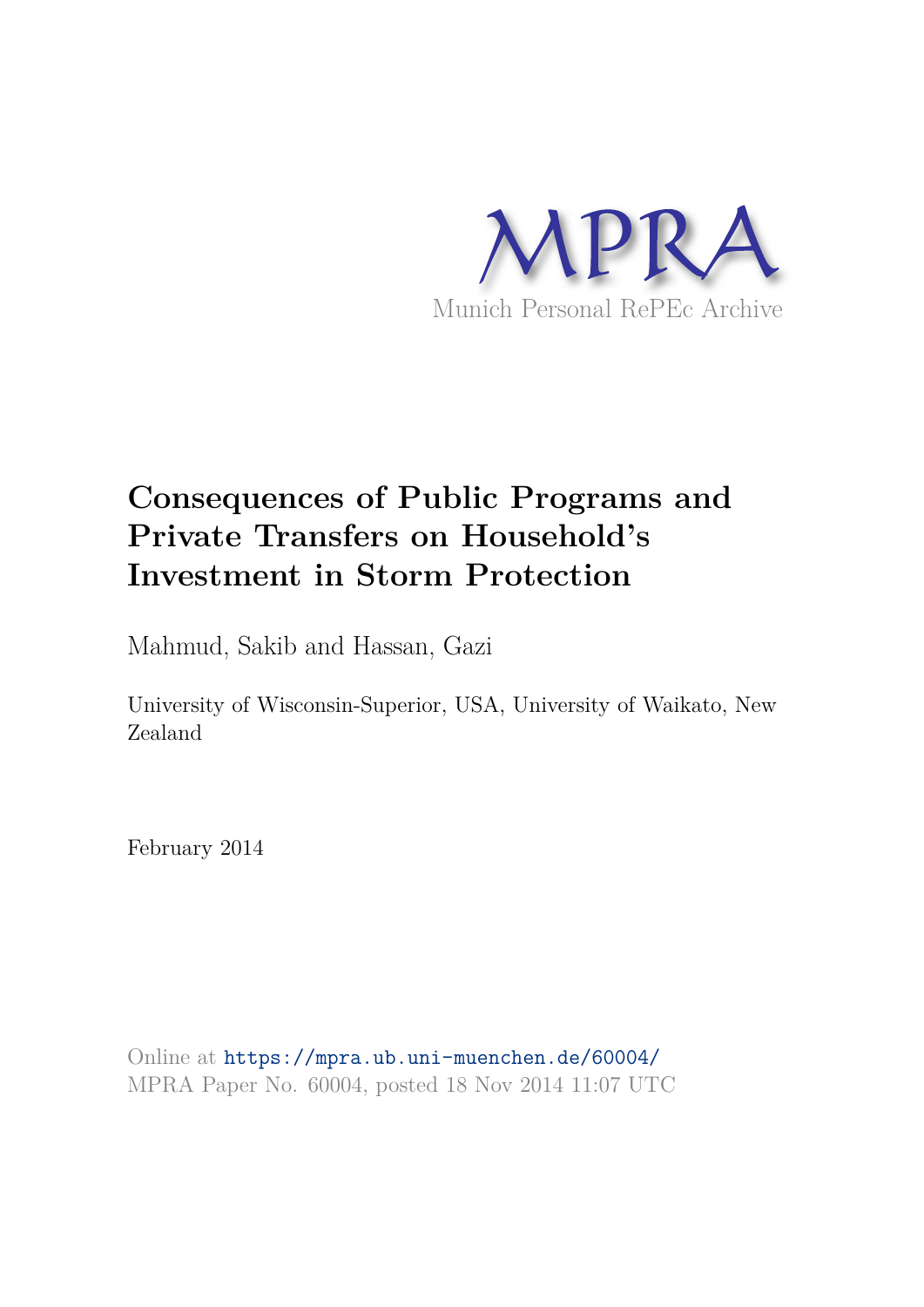MPRA

Munich Personal RePEc Archive

# Consequences of Public Programs and Private Transfers on Household's Investment in Storm Protection

Mahmud, Sakib and Hassan, Gazi

University of Wisconsin-Superior, USA, University of Waikato, New Zealand

February 2014

Online at https://mpra.ub.uni-muenchen.de/60004/
MPRA Paper No. 60004, posted 18 Nov 2014 11:07 UTC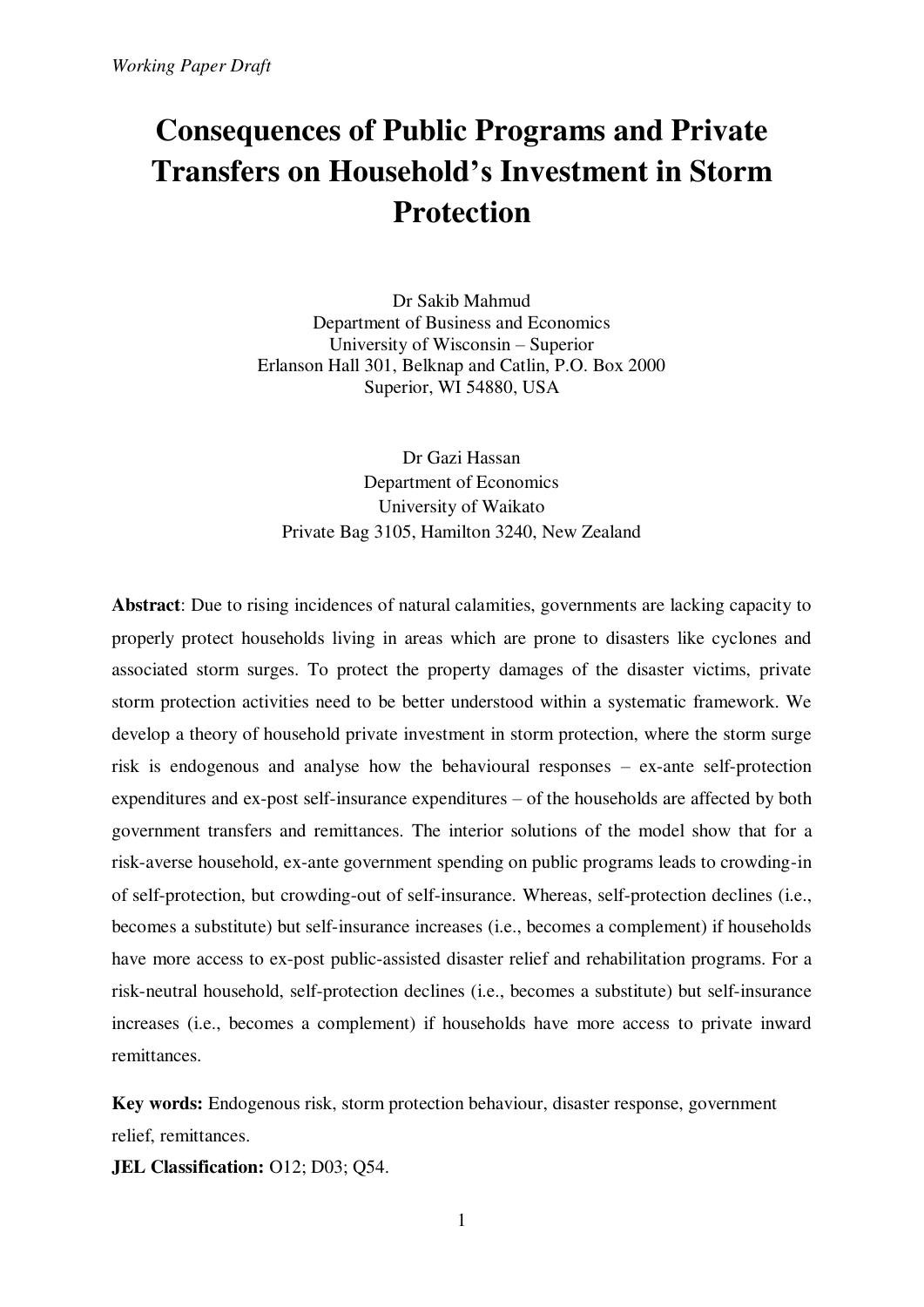*Working Paper Draft*

# Consequences of Public Programs and Private Transfers on Household's Investment in Storm Protection

Dr Sakib Mahmud
Department of Business and Economics
University of Wisconsin – Superior
Erlanson Hall 301, Belknap and Catlin, P.O. Box 2000
Superior, WI 54880, USA

Dr Gazi Hassan
Department of Economics
University of Waikato
Private Bag 3105, Hamilton 3240, New Zealand

**Abstract**: Due to rising incidences of natural calamities, governments are lacking capacity to properly protect households living in areas which are prone to disasters like cyclones and associated storm surges. To protect the property damages of the disaster victims, private storm protection activities need to be better understood within a systematic framework. We develop a theory of household private investment in storm protection, where the storm surge risk is endogenous and analyse how the behavioural responses – ex-ante self-protection expenditures and ex-post self-insurance expenditures – of the households are affected by both government transfers and remittances. The interior solutions of the model show that for a risk-averse household, ex-ante government spending on public programs leads to crowding-in of self-protection, but crowding-out of self-insurance. Whereas, self-protection declines (i.e., becomes a substitute) but self-insurance increases (i.e., becomes a complement) if households have more access to ex-post public-assisted disaster relief and rehabilitation programs. For a risk-neutral household, self-protection declines (i.e., becomes a substitute) but self-insurance increases (i.e., becomes a complement) if households have more access to private inward remittances.

**Key words:** Endogenous risk, storm protection behaviour, disaster response, government relief, remittances.

**JEL Classification:** O12; D03; Q54.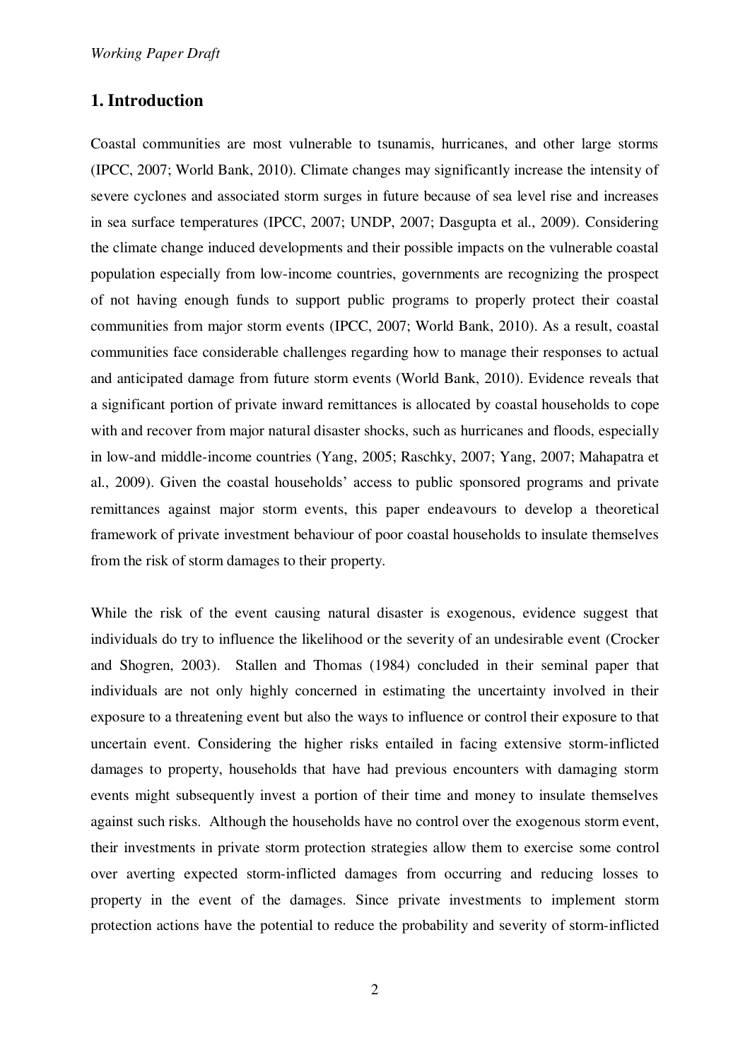## 1. Introduction

Coastal communities are most vulnerable to tsunamis, hurricanes, and other large storms (IPCC, 2007; World Bank, 2010). Climate changes may significantly increase the intensity of severe cyclones and associated storm surges in future because of sea level rise and increases in sea surface temperatures (IPCC, 2007; UNDP, 2007; Dasgupta et al., 2009). Considering the climate change induced developments and their possible impacts on the vulnerable coastal population especially from low-income countries, governments are recognizing the prospect of not having enough funds to support public programs to properly protect their coastal communities from major storm events (IPCC, 2007; World Bank, 2010). As a result, coastal communities face considerable challenges regarding how to manage their responses to actual and anticipated damage from future storm events (World Bank, 2010). Evidence reveals that a significant portion of private inward remittances is allocated by coastal households to cope with and recover from major natural disaster shocks, such as hurricanes and floods, especially in low-and middle-income countries (Yang, 2005; Raschky, 2007; Yang, 2007; Mahapatra et al., 2009). Given the coastal households' access to public sponsored programs and private remittances against major storm events, this paper endeavours to develop a theoretical framework of private investment behaviour of poor coastal households to insulate themselves from the risk of storm damages to their property.

While the risk of the event causing natural disaster is exogenous, evidence suggest that individuals do try to influence the likelihood or the severity of an undesirable event (Crocker and Shogren, 2003). Stallen and Thomas (1984) concluded in their seminal paper that individuals are not only highly concerned in estimating the uncertainty involved in their exposure to a threatening event but also the ways to influence or control their exposure to that uncertain event. Considering the higher risks entailed in facing extensive storm-inflicted damages to property, households that have had previous encounters with damaging storm events might subsequently invest a portion of their time and money to insulate themselves against such risks. Although the households have no control over the exogenous storm event, their investments in private storm protection strategies allow them to exercise some control over averting expected storm-inflicted damages from occurring and reducing losses to property in the event of the damages. Since private investments to implement storm protection actions have the potential to reduce the probability and severity of storm-inflicted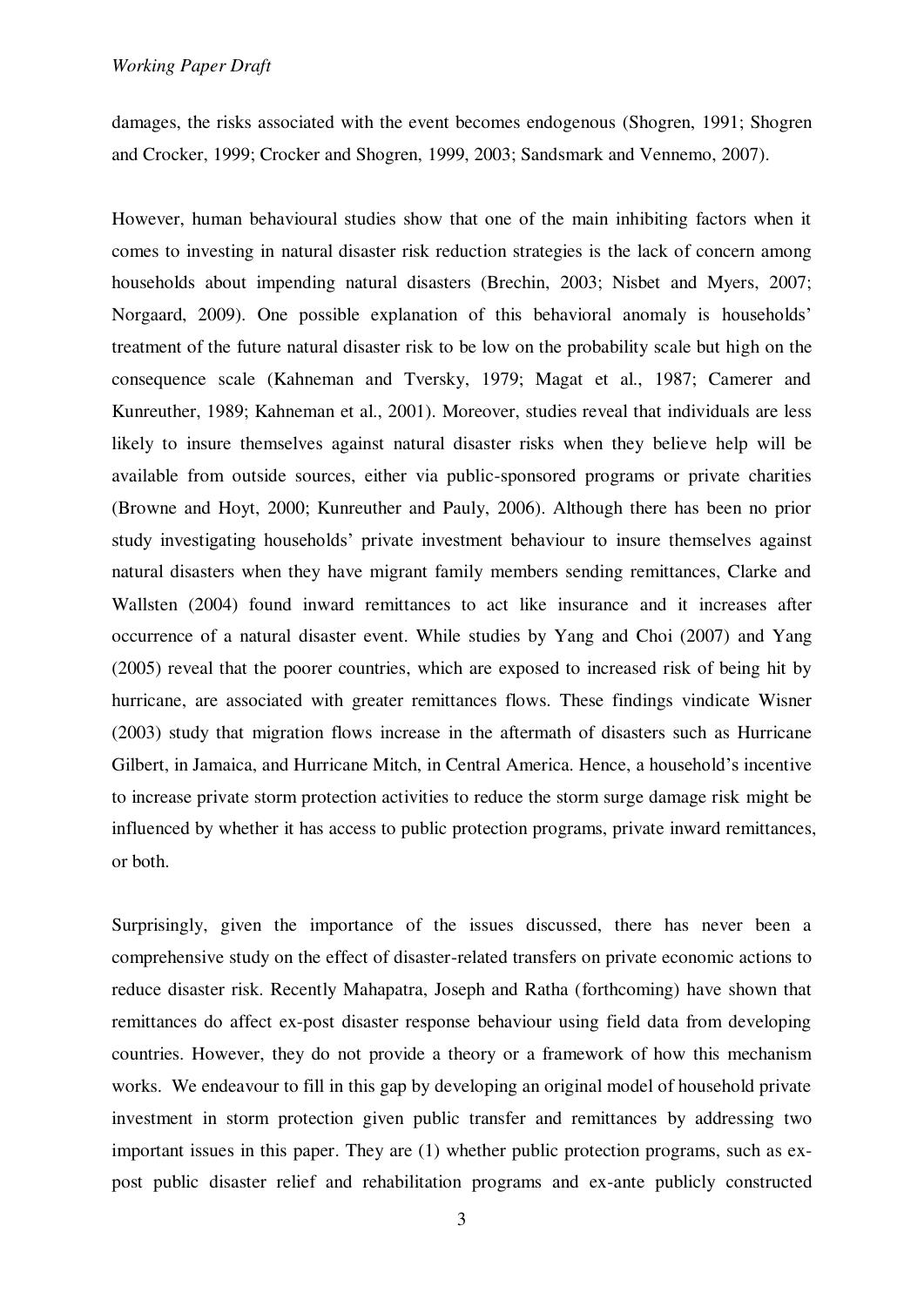damages, the risks associated with the event becomes endogenous (Shogren, 1991; Shogren and Crocker, 1999; Crocker and Shogren, 1999, 2003; Sandsmark and Vennemo, 2007).

However, human behavioural studies show that one of the main inhibiting factors when it comes to investing in natural disaster risk reduction strategies is the lack of concern among households about impending natural disasters (Brechin, 2003; Nisbet and Myers, 2007; Norgaard, 2009). One possible explanation of this behavioral anomaly is households' treatment of the future natural disaster risk to be low on the probability scale but high on the consequence scale (Kahneman and Tversky, 1979; Magat et al., 1987; Camerer and Kunreuther, 1989; Kahneman et al., 2001). Moreover, studies reveal that individuals are less likely to insure themselves against natural disaster risks when they believe help will be available from outside sources, either via public-sponsored programs or private charities (Browne and Hoyt, 2000; Kunreuther and Pauly, 2006). Although there has been no prior study investigating households' private investment behaviour to insure themselves against natural disasters when they have migrant family members sending remittances, Clarke and Wallsten (2004) found inward remittances to act like insurance and it increases after occurrence of a natural disaster event. While studies by Yang and Choi (2007) and Yang (2005) reveal that the poorer countries, which are exposed to increased risk of being hit by hurricane, are associated with greater remittances flows. These findings vindicate Wisner (2003) study that migration flows increase in the aftermath of disasters such as Hurricane Gilbert, in Jamaica, and Hurricane Mitch, in Central America. Hence, a household's incentive to increase private storm protection activities to reduce the storm surge damage risk might be influenced by whether it has access to public protection programs, private inward remittances, or both.

Surprisingly, given the importance of the issues discussed, there has never been a comprehensive study on the effect of disaster-related transfers on private economic actions to reduce disaster risk. Recently Mahapatra, Joseph and Ratha (forthcoming) have shown that remittances do affect ex-post disaster response behaviour using field data from developing countries. However, they do not provide a theory or a framework of how this mechanism works. We endeavour to fill in this gap by developing an original model of household private investment in storm protection given public transfer and remittances by addressing two important issues in this paper. They are (1) whether public protection programs, such as ex-post public disaster relief and rehabilitation programs and ex-ante publicly constructed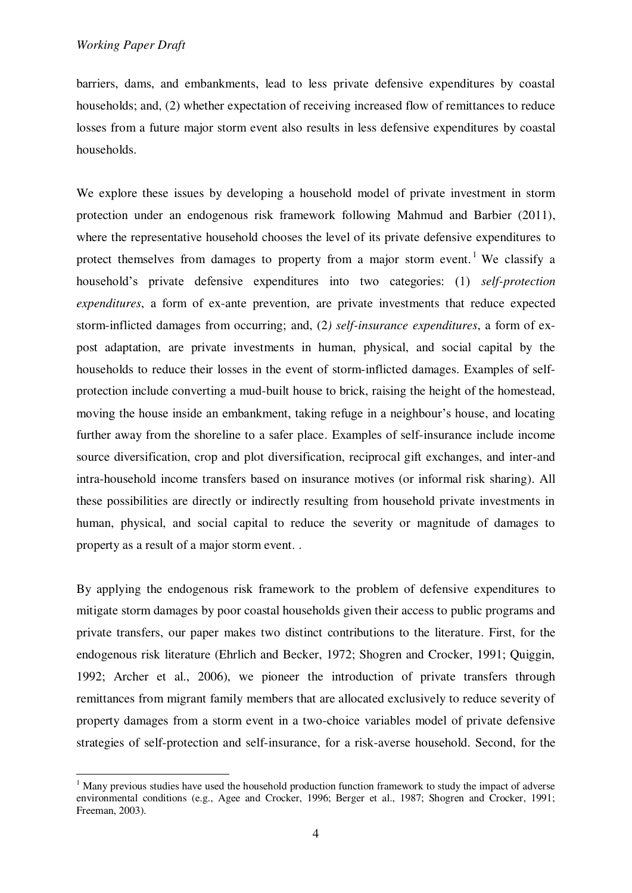barriers, dams, and embankments, lead to less private defensive expenditures by coastal households; and, (2) whether expectation of receiving increased flow of remittances to reduce losses from a future major storm event also results in less defensive expenditures by coastal households.

We explore these issues by developing a household model of private investment in storm protection under an endogenous risk framework following Mahmud and Barbier (2011), where the representative household chooses the level of its private defensive expenditures to protect themselves from damages to property from a major storm event.[1] We classify a household's private defensive expenditures into two categories: (1) *self-protection expenditures*, a form of ex-ante prevention, are private investments that reduce expected storm-inflicted damages from occurring; and, (2*) self-insurance expenditures*, a form of ex-post adaptation, are private investments in human, physical, and social capital by the households to reduce their losses in the event of storm-inflicted damages. Examples of self-protection include converting a mud-built house to brick, raising the height of the homestead, moving the house inside an embankment, taking refuge in a neighbour's house, and locating further away from the shoreline to a safer place. Examples of self-insurance include income source diversification, crop and plot diversification, reciprocal gift exchanges, and inter-and intra-household income transfers based on insurance motives (or informal risk sharing). All these possibilities are directly or indirectly resulting from household private investments in human, physical, and social capital to reduce the severity or magnitude of damages to property as a result of a major storm event. .

By applying the endogenous risk framework to the problem of defensive expenditures to mitigate storm damages by poor coastal households given their access to public programs and private transfers, our paper makes two distinct contributions to the literature. First, for the endogenous risk literature (Ehrlich and Becker, 1972; Shogren and Crocker, 1991; Quiggin, 1992; Archer et al., 2006), we pioneer the introduction of private transfers through remittances from migrant family members that are allocated exclusively to reduce severity of property damages from a storm event in a two-choice variables model of private defensive strategies of self-protection and self-insurance, for a risk-averse household. Second, for the

[1] Many previous studies have used the household production function framework to study the impact of adverse environmental conditions (e.g., Agee and Crocker, 1996; Berger et al., 1987; Shogren and Crocker, 1991; Freeman, 2003).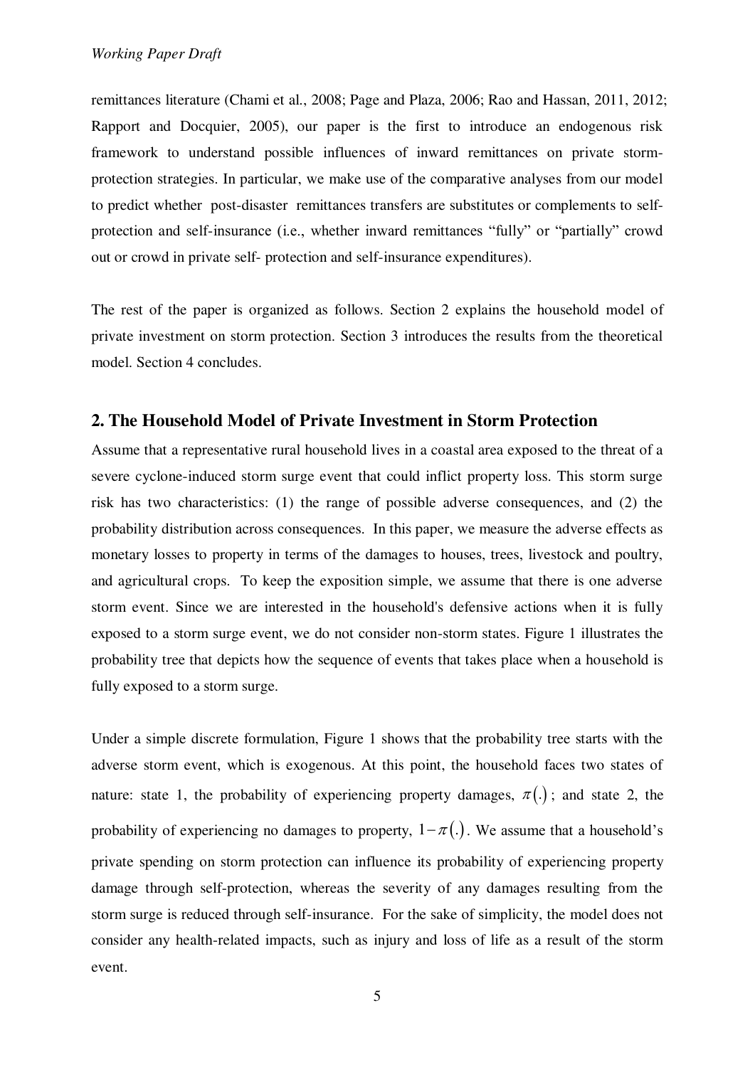remittances literature (Chami et al., 2008; Page and Plaza, 2006; Rao and Hassan, 2011, 2012; Rapport and Docquier, 2005), our paper is the first to introduce an endogenous risk framework to understand possible influences of inward remittances on private storm-protection strategies. In particular, we make use of the comparative analyses from our model to predict whether post-disaster remittances transfers are substitutes or complements to self-protection and self-insurance (i.e., whether inward remittances "fully" or "partially" crowd out or crowd in private self- protection and self-insurance expenditures).

The rest of the paper is organized as follows. Section 2 explains the household model of private investment on storm protection. Section 3 introduces the results from the theoretical model. Section 4 concludes.

## 2. The Household Model of Private Investment in Storm Protection

Assume that a representative rural household lives in a coastal area exposed to the threat of a severe cyclone-induced storm surge event that could inflict property loss. This storm surge risk has two characteristics: (1) the range of possible adverse consequences, and (2) the probability distribution across consequences. In this paper, we measure the adverse effects as monetary losses to property in terms of the damages to houses, trees, livestock and poultry, and agricultural crops. To keep the exposition simple, we assume that there is one adverse storm event. Since we are interested in the household's defensive actions when it is fully exposed to a storm surge event, we do not consider non-storm states. Figure 1 illustrates the probability tree that depicts how the sequence of events that takes place when a household is fully exposed to a storm surge.

Under a simple discrete formulation, Figure 1 shows that the probability tree starts with the adverse storm event, which is exogenous. At this point, the household faces two states of nature: state 1, the probability of experiencing property damages, $\pi(.)$; and state 2, the probability of experiencing no damages to property, $1-\pi(.)$. We assume that a household's private spending on storm protection can influence its probability of experiencing property damage through self-protection, whereas the severity of any damages resulting from the storm surge is reduced through self-insurance. For the sake of simplicity, the model does not consider any health-related impacts, such as injury and loss of life as a result of the storm event.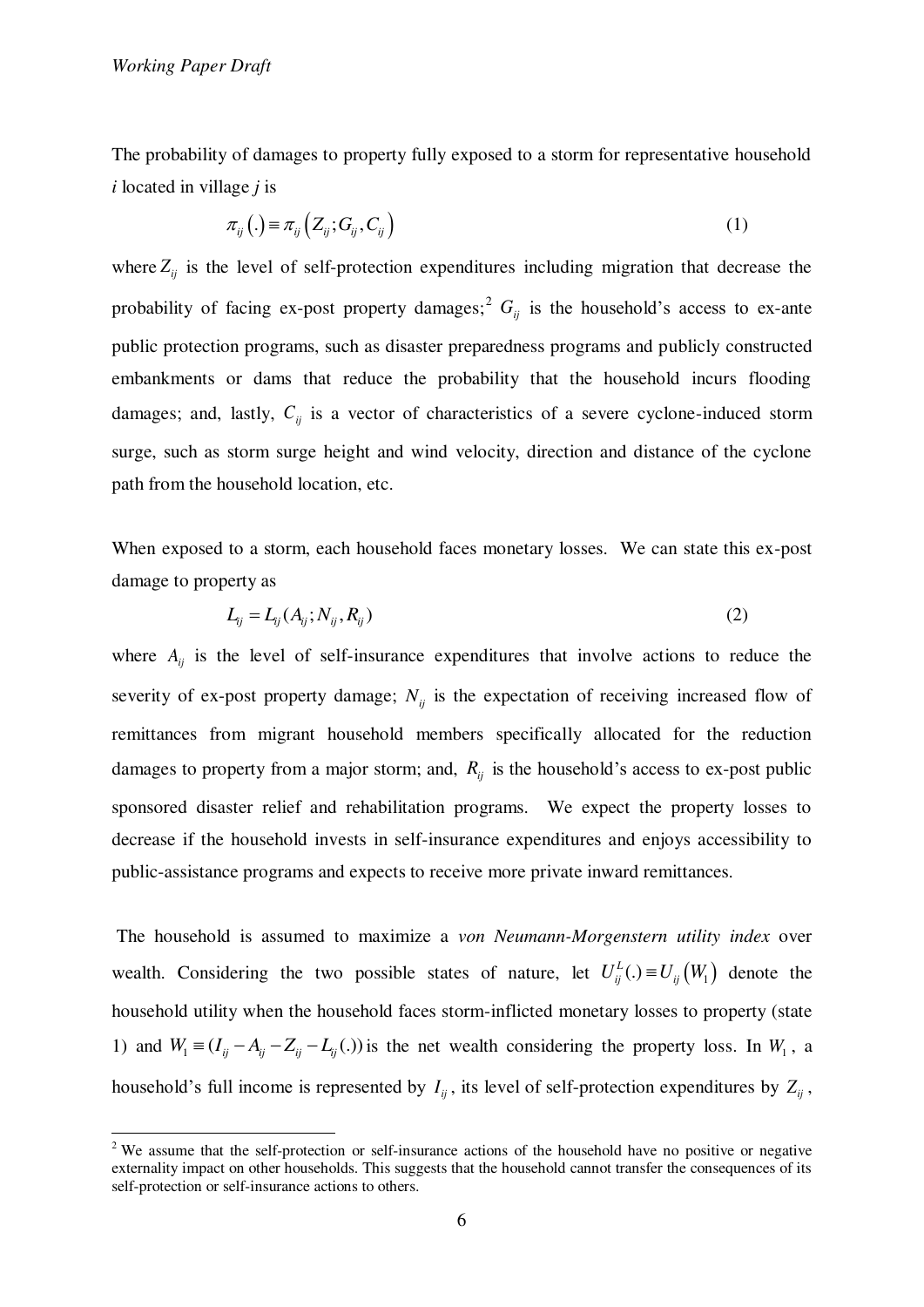The probability of damages to property fully exposed to a storm for representative household $i$ located in village $j$ is

$$\pi_{ij}(.) \equiv \pi_{ij}\left(Z_{ij}; G_{ij}, C_{ij}\right) \tag{1}$$

where $Z_{ij}$ is the level of self-protection expenditures including migration that decrease the probability of facing ex-post property damages;[2] $G_{ij}$ is the household's access to ex-ante public protection programs, such as disaster preparedness programs and publicly constructed embankments or dams that reduce the probability that the household incurs flooding damages; and, lastly, $C_{ij}$ is a vector of characteristics of a severe cyclone-induced storm surge, such as storm surge height and wind velocity, direction and distance of the cyclone path from the household location, etc.

When exposed to a storm, each household faces monetary losses. We can state this ex-post damage to property as

$$L_{ij} = L_{ij}(A_{ij}; N_{ij}, R_{ij}) \tag{2}$$

where $A_{ij}$ is the level of self-insurance expenditures that involve actions to reduce the severity of ex-post property damage; $N_{ij}$ is the expectation of receiving increased flow of remittances from migrant household members specifically allocated for the reduction damages to property from a major storm; and, $R_{ij}$ is the household's access to ex-post public sponsored disaster relief and rehabilitation programs. We expect the property losses to decrease if the household invests in self-insurance expenditures and enjoys accessibility to public-assistance programs and expects to receive more private inward remittances.

The household is assumed to maximize a *von Neumann-Morgenstern utility index* over wealth. Considering the two possible states of nature, let $U_{ij}^{L}(.) \equiv U_{ij}\left(W_1\right)$ denote the household utility when the household faces storm-inflicted monetary losses to property (state 1) and $W_1 \equiv (I_{ij} - A_{ij} - Z_{ij} - L_{ij}(.))$ is the net wealth considering the property loss. In $W_1$, a household's full income is represented by $I_{ij}$, its level of self-protection expenditures by $Z_{ij}$,

[2] We assume that the self-protection or self-insurance actions of the household have no positive or negative externality impact on other households. This suggests that the household cannot transfer the consequences of its self-protection or self-insurance actions to others.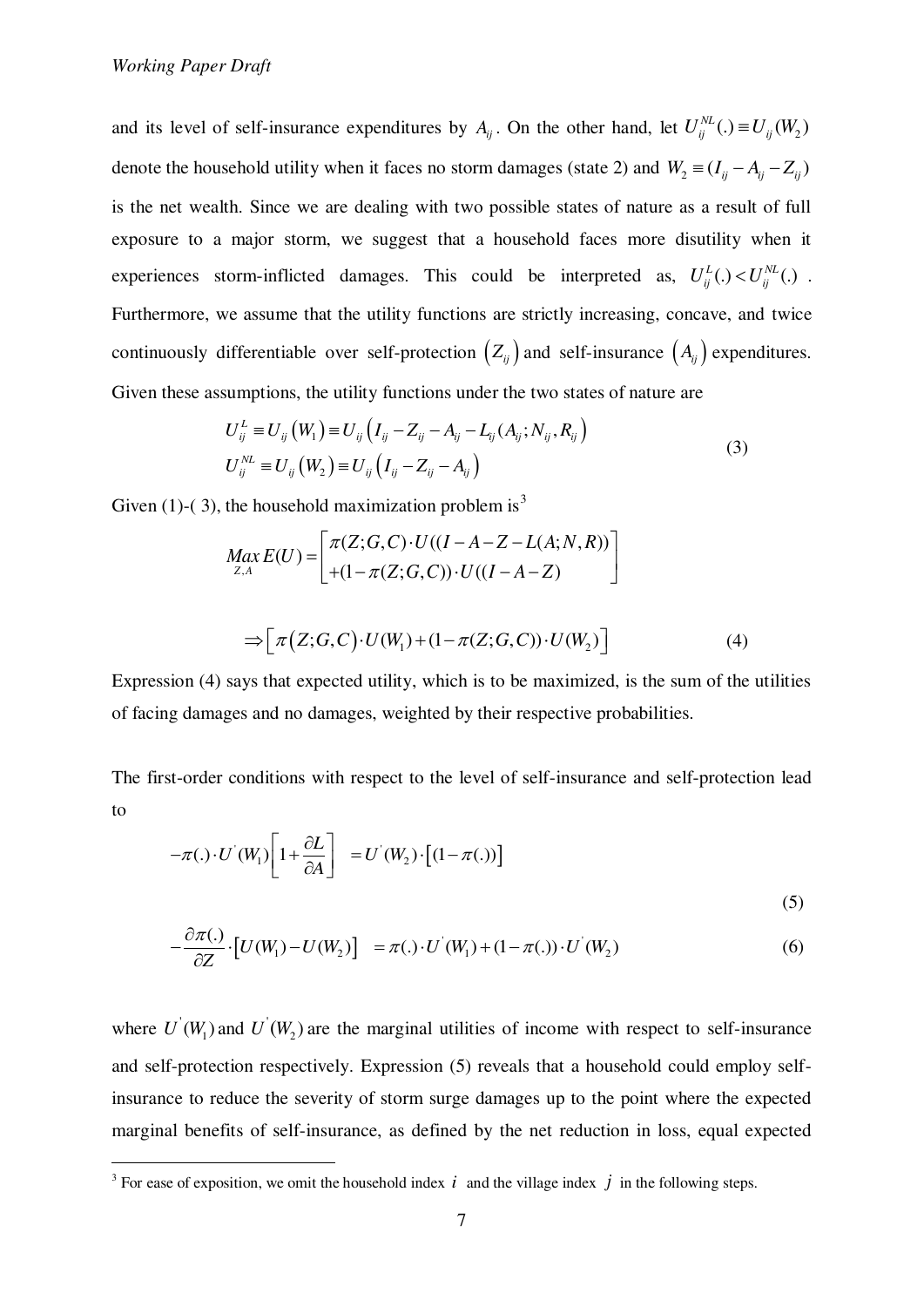and its level of self-insurance expenditures by $A_{ij}$. On the other hand, let $U_{ij}^{NL}(.) \equiv U_{ij}(W_2)$ denote the household utility when it faces no storm damages (state 2) and $W_2 \equiv (I_{ij} - A_{ij} - Z_{ij})$ is the net wealth. Since we are dealing with two possible states of nature as a result of full exposure to a major storm, we suggest that a household faces more disutility when it experiences storm-inflicted damages. This could be interpreted as, $U_{ij}^{L}(.) < U_{ij}^{NL}(.)$. Furthermore, we assume that the utility functions are strictly increasing, concave, and twice continuously differentiable over self-protection $\left(Z_{ij}\right)$ and self-insurance $\left(A_{ij}\right)$ expenditures. Given these assumptions, the utility functions under the two states of nature are

$$
\begin{aligned}
U_{ij}^{L} &\equiv U_{ij}\left(W_1\right) \equiv U_{ij}\left(I_{ij} - Z_{ij} - A_{ij} - L_{ij}(A_{ij}; N_{ij}, R_{ij}\right) \\
U_{ij}^{NL} &\equiv U_{ij}\left(W_2\right) \equiv U_{ij}\left(I_{ij} - Z_{ij} - A_{ij}\right)
\end{aligned}
\tag{3}
$$

Given (1)-( 3), the household maximization problem is[3]

$$
\underset{Z,A}{Max}\, E(U) = \begin{bmatrix} \pi(Z;G,C) \cdot U((I - A - Z - L(A;N,R)) \\ +(1-\pi(Z;G,C)) \cdot U((I - A - Z) \end{bmatrix}
$$

$$
\Rightarrow \left[\pi\left(Z;G,C\right) \cdot U(W_1) + (1-\pi(Z;G,C)) \cdot U(W_2)\right] \tag{4}
$$

Expression (4) says that expected utility, which is to be maximized, is the sum of the utilities of facing damages and no damages, weighted by their respective probabilities.

The first-order conditions with respect to the level of self-insurance and self-protection lead to

$$
-\pi(.) \cdot U^{'}(W_1)\left[1 + \frac{\partial L}{\partial A}\right] \quad = U^{'}(W_2) \cdot \left[(1-\pi(.))\right] \tag{5}
$$

$$
-\frac{\partial \pi(.)}{\partial Z} \cdot \left[U(W_1) - U(W_2)\right] \quad = \pi(.) \cdot U^{'}(W_1) + (1-\pi(.)) \cdot U^{'}(W_2) \tag{6}
$$

where $U^{'}(W_1)$ and $U^{'}(W_2)$ are the marginal utilities of income with respect to self-insurance and self-protection respectively. Expression (5) reveals that a household could employ self-insurance to reduce the severity of storm surge damages up to the point where the expected marginal benefits of self-insurance, as defined by the net reduction in loss, equal expected

[3] For ease of exposition, we omit the household index $i$ and the village index $j$ in the following steps.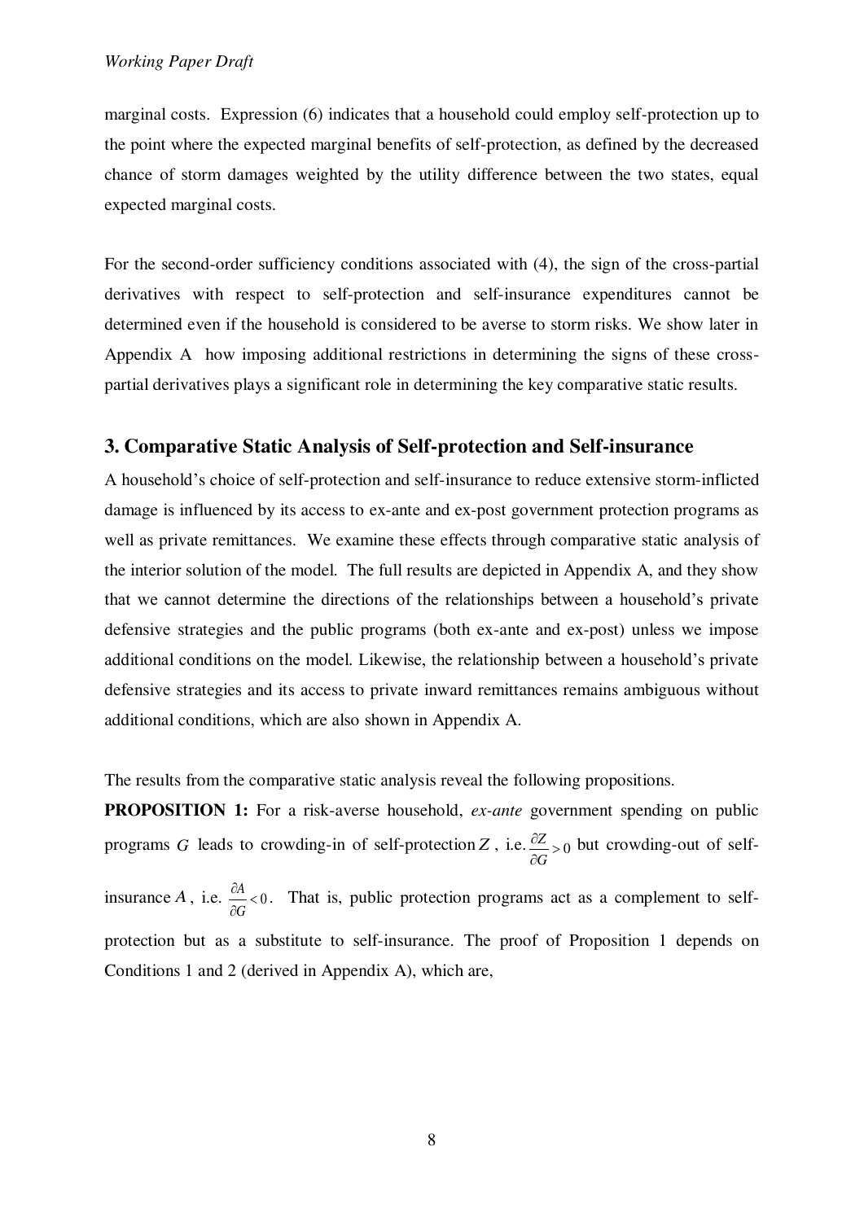marginal costs. Expression (6) indicates that a household could employ self-protection up to the point where the expected marginal benefits of self-protection, as defined by the decreased chance of storm damages weighted by the utility difference between the two states, equal expected marginal costs.

For the second-order sufficiency conditions associated with (4), the sign of the cross-partial derivatives with respect to self-protection and self-insurance expenditures cannot be determined even if the household is considered to be averse to storm risks. We show later in Appendix A how imposing additional restrictions in determining the signs of these cross-partial derivatives plays a significant role in determining the key comparative static results.

## 3. Comparative Static Analysis of Self-protection and Self-insurance

A household's choice of self-protection and self-insurance to reduce extensive storm-inflicted damage is influenced by its access to ex-ante and ex-post government protection programs as well as private remittances. We examine these effects through comparative static analysis of the interior solution of the model. The full results are depicted in Appendix A, and they show that we cannot determine the directions of the relationships between a household's private defensive strategies and the public programs (both ex-ante and ex-post) unless we impose additional conditions on the model. Likewise, the relationship between a household's private defensive strategies and its access to private inward remittances remains ambiguous without additional conditions, which are also shown in Appendix A.

The results from the comparative static analysis reveal the following propositions.

**PROPOSITION 1:** For a risk-averse household, *ex-ante* government spending on public programs $G$ leads to crowding-in of self-protection $Z$, i.e. $\frac{\partial Z}{\partial G} > 0$ but crowding-out of self-insurance $A$, i.e. $\frac{\partial A}{\partial G} < 0$. That is, public protection programs act as a complement to self-protection but as a substitute to self-insurance. The proof of Proposition 1 depends on Conditions 1 and 2 (derived in Appendix A), which are,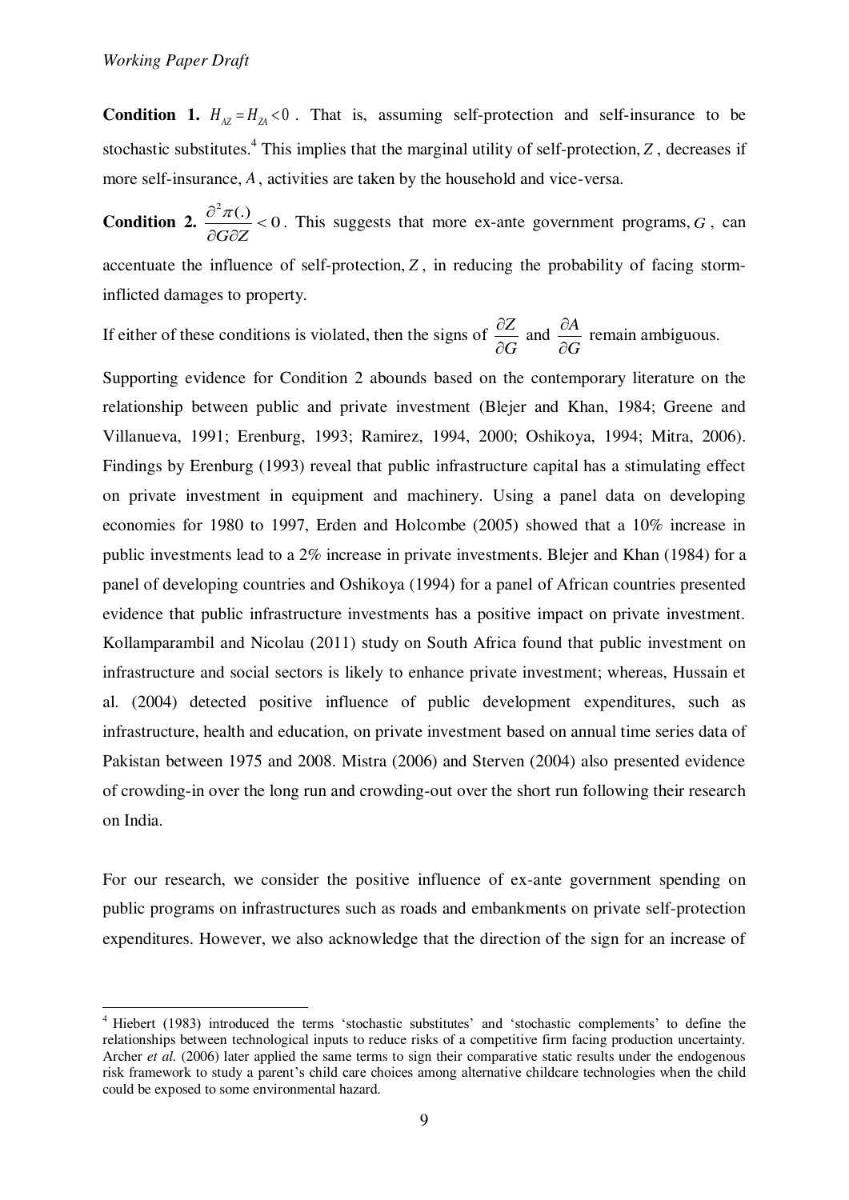**Condition 1.** $H_{AZ} = H_{ZA} < 0$. That is, assuming self-protection and self-insurance to be stochastic substitutes.[4] This implies that the marginal utility of self-protection, $Z$, decreases if more self-insurance, $A$, activities are taken by the household and vice-versa.

**Condition 2.** $\frac{\partial^2 \pi(.)}{\partial G \partial Z} < 0$. This suggests that more ex-ante government programs, $G$, can accentuate the influence of self-protection, $Z$, in reducing the probability of facing storm-inflicted damages to property.

If either of these conditions is violated, then the signs of $\frac{\partial Z}{\partial G}$ and $\frac{\partial A}{\partial G}$ remain ambiguous.

Supporting evidence for Condition 2 abounds based on the contemporary literature on the relationship between public and private investment (Blejer and Khan, 1984; Greene and Villanueva, 1991; Erenburg, 1993; Ramirez, 1994, 2000; Oshikoya, 1994; Mitra, 2006). Findings by Erenburg (1993) reveal that public infrastructure capital has a stimulating effect on private investment in equipment and machinery. Using a panel data on developing economies for 1980 to 1997, Erden and Holcombe (2005) showed that a 10% increase in public investments lead to a 2% increase in private investments. Blejer and Khan (1984) for a panel of developing countries and Oshikoya (1994) for a panel of African countries presented evidence that public infrastructure investments has a positive impact on private investment. Kollamparambil and Nicolau (2011) study on South Africa found that public investment on infrastructure and social sectors is likely to enhance private investment; whereas, Hussain et al. (2004) detected positive influence of public development expenditures, such as infrastructure, health and education, on private investment based on annual time series data of Pakistan between 1975 and 2008. Mistra (2006) and Sterven (2004) also presented evidence of crowding-in over the long run and crowding-out over the short run following their research on India.

For our research, we consider the positive influence of ex-ante government spending on public programs on infrastructures such as roads and embankments on private self-protection expenditures. However, we also acknowledge that the direction of the sign for an increase of

[4] Hiebert (1983) introduced the terms 'stochastic substitutes' and 'stochastic complements' to define the relationships between technological inputs to reduce risks of a competitive firm facing production uncertainty. Archer *et al.* (2006) later applied the same terms to sign their comparative static results under the endogenous risk framework to study a parent's child care choices among alternative childcare technologies when the child could be exposed to some environmental hazard.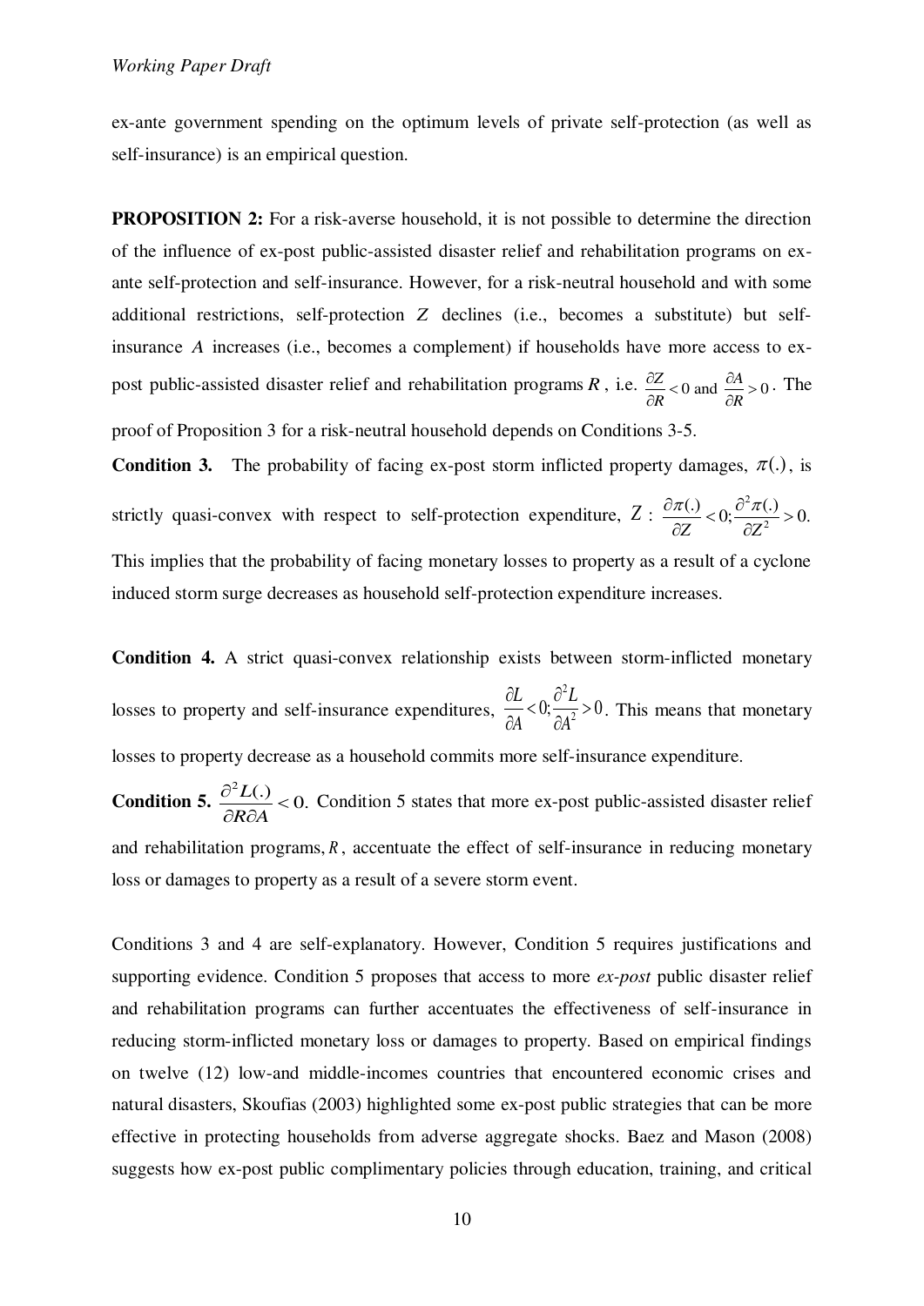ex-ante government spending on the optimum levels of private self-protection (as well as self-insurance) is an empirical question.

**PROPOSITION 2:** For a risk-averse household, it is not possible to determine the direction of the influence of ex-post public-assisted disaster relief and rehabilitation programs on ex-ante self-protection and self-insurance. However, for a risk-neutral household and with some additional restrictions, self-protection $Z$ declines (i.e., becomes a substitute) but self-insurance $A$ increases (i.e., becomes a complement) if households have more access to ex-post public-assisted disaster relief and rehabilitation programs $R$, i.e. $\frac{\partial Z}{\partial R} < 0$ and $\frac{\partial A}{\partial R} > 0$. The proof of Proposition 3 for a risk-neutral household depends on Conditions 3-5.

**Condition 3.** The probability of facing ex-post storm inflicted property damages, $\pi(.)$, is strictly quasi-convex with respect to self-protection expenditure, $Z$ : $\frac{\partial \pi(.)}{\partial Z} < 0; \frac{\partial^2 \pi(.)}{\partial Z^2} > 0.$ This implies that the probability of facing monetary losses to property as a result of a cyclone induced storm surge decreases as household self-protection expenditure increases.

**Condition 4.** A strict quasi-convex relationship exists between storm-inflicted monetary losses to property and self-insurance expenditures, $\frac{\partial L}{\partial A} < 0; \frac{\partial^2 L}{\partial A^2} > 0$. This means that monetary losses to property decrease as a household commits more self-insurance expenditure.

**Condition 5.** $\frac{\partial^2 L(.)}{\partial R \partial A} < 0.$ Condition 5 states that more ex-post public-assisted disaster relief and rehabilitation programs, $R$, accentuate the effect of self-insurance in reducing monetary loss or damages to property as a result of a severe storm event.

Conditions 3 and 4 are self-explanatory. However, Condition 5 requires justifications and supporting evidence. Condition 5 proposes that access to more *ex-post* public disaster relief and rehabilitation programs can further accentuates the effectiveness of self-insurance in reducing storm-inflicted monetary loss or damages to property. Based on empirical findings on twelve (12) low-and middle-incomes countries that encountered economic crises and natural disasters, Skoufias (2003) highlighted some ex-post public strategies that can be more effective in protecting households from adverse aggregate shocks. Baez and Mason (2008) suggests how ex-post public complimentary policies through education, training, and critical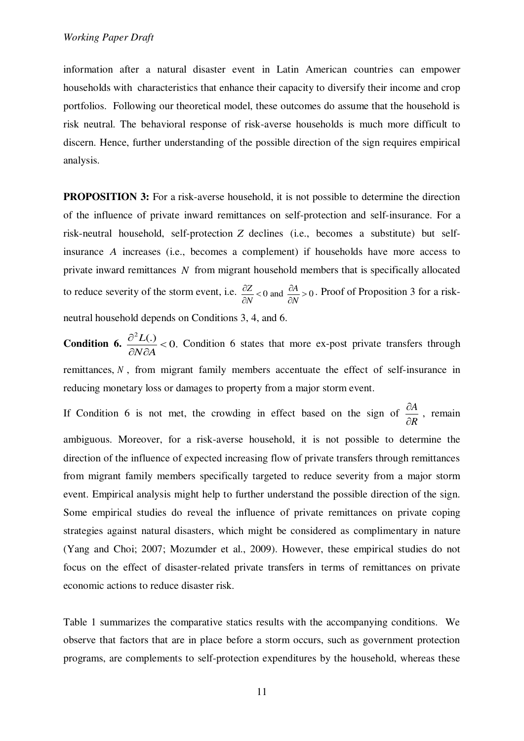information after a natural disaster event in Latin American countries can empower households with characteristics that enhance their capacity to diversify their income and crop portfolios. Following our theoretical model, these outcomes do assume that the household is risk neutral. The behavioral response of risk-averse households is much more difficult to discern. Hence, further understanding of the possible direction of the sign requires empirical analysis.

**PROPOSITION 3:** For a risk-averse household, it is not possible to determine the direction of the influence of private inward remittances on self-protection and self-insurance. For a risk-neutral household, self-protection $Z$ declines (i.e., becomes a substitute) but self-insurance $A$ increases (i.e., becomes a complement) if households have more access to private inward remittances $N$ from migrant household members that is specifically allocated to reduce severity of the storm event, i.e. $\frac{\partial Z}{\partial N} < 0$ and $\frac{\partial A}{\partial N} > 0$. Proof of Proposition 3 for a risk-neutral household depends on Conditions 3, 4, and 6.

**Condition 6.** $\frac{\partial^2 L(.)}{\partial N \partial A} < 0$. Condition 6 states that more ex-post private transfers through remittances, $N$, from migrant family members accentuate the effect of self-insurance in reducing monetary loss or damages to property from a major storm event.

If Condition 6 is not met, the crowding in effect based on the sign of $\frac{\partial A}{\partial R}$, remain ambiguous. Moreover, for a risk-averse household, it is not possible to determine the direction of the influence of expected increasing flow of private transfers through remittances from migrant family members specifically targeted to reduce severity from a major storm event. Empirical analysis might help to further understand the possible direction of the sign. Some empirical studies do reveal the influence of private remittances on private coping strategies against natural disasters, which might be considered as complimentary in nature (Yang and Choi; 2007; Mozumder et al., 2009). However, these empirical studies do not focus on the effect of disaster-related private transfers in terms of remittances on private economic actions to reduce disaster risk.

Table 1 summarizes the comparative statics results with the accompanying conditions. We observe that factors that are in place before a storm occurs, such as government protection programs, are complements to self-protection expenditures by the household, whereas these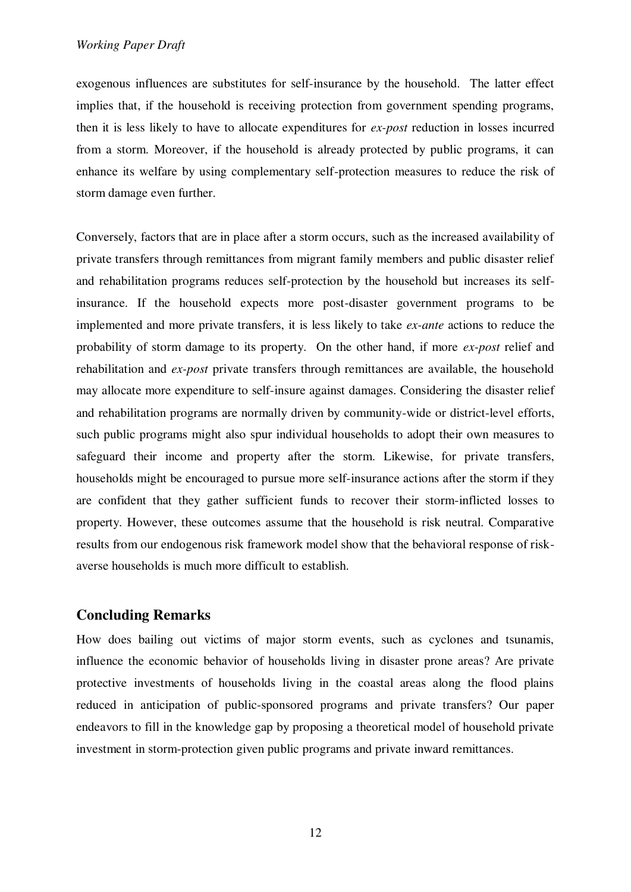exogenous influences are substitutes for self-insurance by the household. The latter effect implies that, if the household is receiving protection from government spending programs, then it is less likely to have to allocate expenditures for *ex-post* reduction in losses incurred from a storm. Moreover, if the household is already protected by public programs, it can enhance its welfare by using complementary self-protection measures to reduce the risk of storm damage even further.

Conversely, factors that are in place after a storm occurs, such as the increased availability of private transfers through remittances from migrant family members and public disaster relief and rehabilitation programs reduces self-protection by the household but increases its self-insurance. If the household expects more post-disaster government programs to be implemented and more private transfers, it is less likely to take *ex-ante* actions to reduce the probability of storm damage to its property. On the other hand, if more *ex-post* relief and rehabilitation and *ex-post* private transfers through remittances are available, the household may allocate more expenditure to self-insure against damages. Considering the disaster relief and rehabilitation programs are normally driven by community-wide or district-level efforts, such public programs might also spur individual households to adopt their own measures to safeguard their income and property after the storm. Likewise, for private transfers, households might be encouraged to pursue more self-insurance actions after the storm if they are confident that they gather sufficient funds to recover their storm-inflicted losses to property. However, these outcomes assume that the household is risk neutral. Comparative results from our endogenous risk framework model show that the behavioral response of risk-averse households is much more difficult to establish.

## Concluding Remarks

How does bailing out victims of major storm events, such as cyclones and tsunamis, influence the economic behavior of households living in disaster prone areas? Are private protective investments of households living in the coastal areas along the flood plains reduced in anticipation of public-sponsored programs and private transfers? Our paper endeavors to fill in the knowledge gap by proposing a theoretical model of household private investment in storm-protection given public programs and private inward remittances.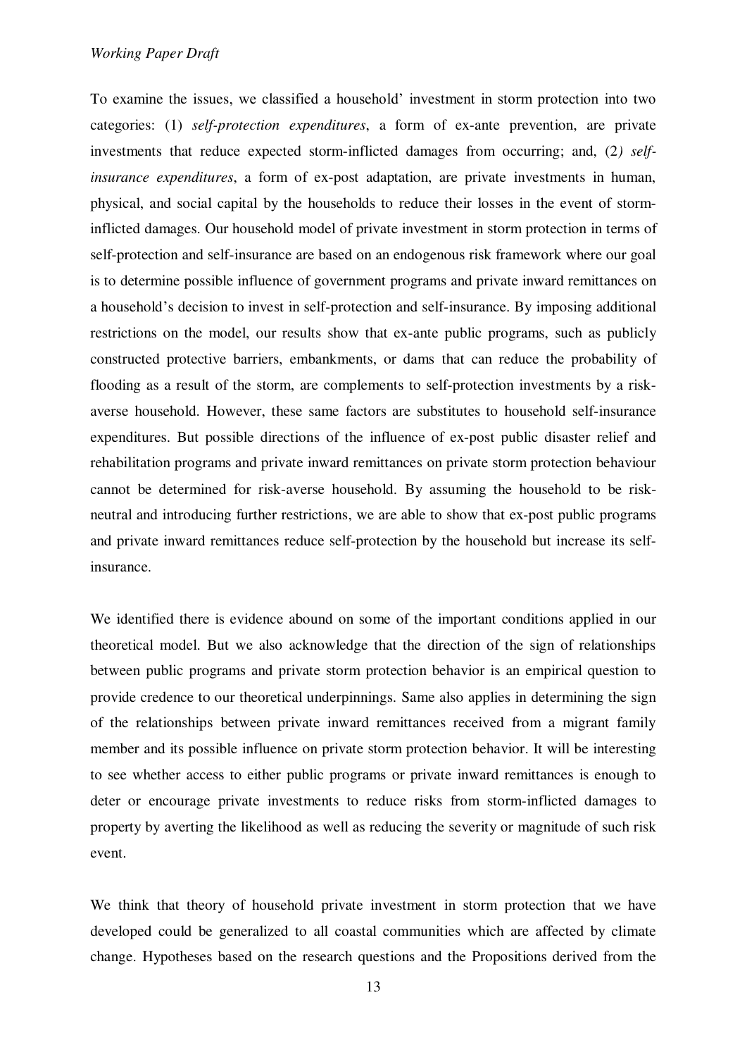To examine the issues, we classified a household' investment in storm protection into two categories: (1) *self-protection expenditures*, a form of ex-ante prevention, are private investments that reduce expected storm-inflicted damages from occurring; and, (2*) self-insurance expenditures*, a form of ex-post adaptation, are private investments in human, physical, and social capital by the households to reduce their losses in the event of storm-inflicted damages. Our household model of private investment in storm protection in terms of self-protection and self-insurance are based on an endogenous risk framework where our goal is to determine possible influence of government programs and private inward remittances on a household's decision to invest in self-protection and self-insurance. By imposing additional restrictions on the model, our results show that ex-ante public programs, such as publicly constructed protective barriers, embankments, or dams that can reduce the probability of flooding as a result of the storm, are complements to self-protection investments by a risk-averse household. However, these same factors are substitutes to household self-insurance expenditures. But possible directions of the influence of ex-post public disaster relief and rehabilitation programs and private inward remittances on private storm protection behaviour cannot be determined for risk-averse household. By assuming the household to be risk-neutral and introducing further restrictions, we are able to show that ex-post public programs and private inward remittances reduce self-protection by the household but increase its self-insurance.

We identified there is evidence abound on some of the important conditions applied in our theoretical model. But we also acknowledge that the direction of the sign of relationships between public programs and private storm protection behavior is an empirical question to provide credence to our theoretical underpinnings. Same also applies in determining the sign of the relationships between private inward remittances received from a migrant family member and its possible influence on private storm protection behavior. It will be interesting to see whether access to either public programs or private inward remittances is enough to deter or encourage private investments to reduce risks from storm-inflicted damages to property by averting the likelihood as well as reducing the severity or magnitude of such risk event.

We think that theory of household private investment in storm protection that we have developed could be generalized to all coastal communities which are affected by climate change. Hypotheses based on the research questions and the Propositions derived from the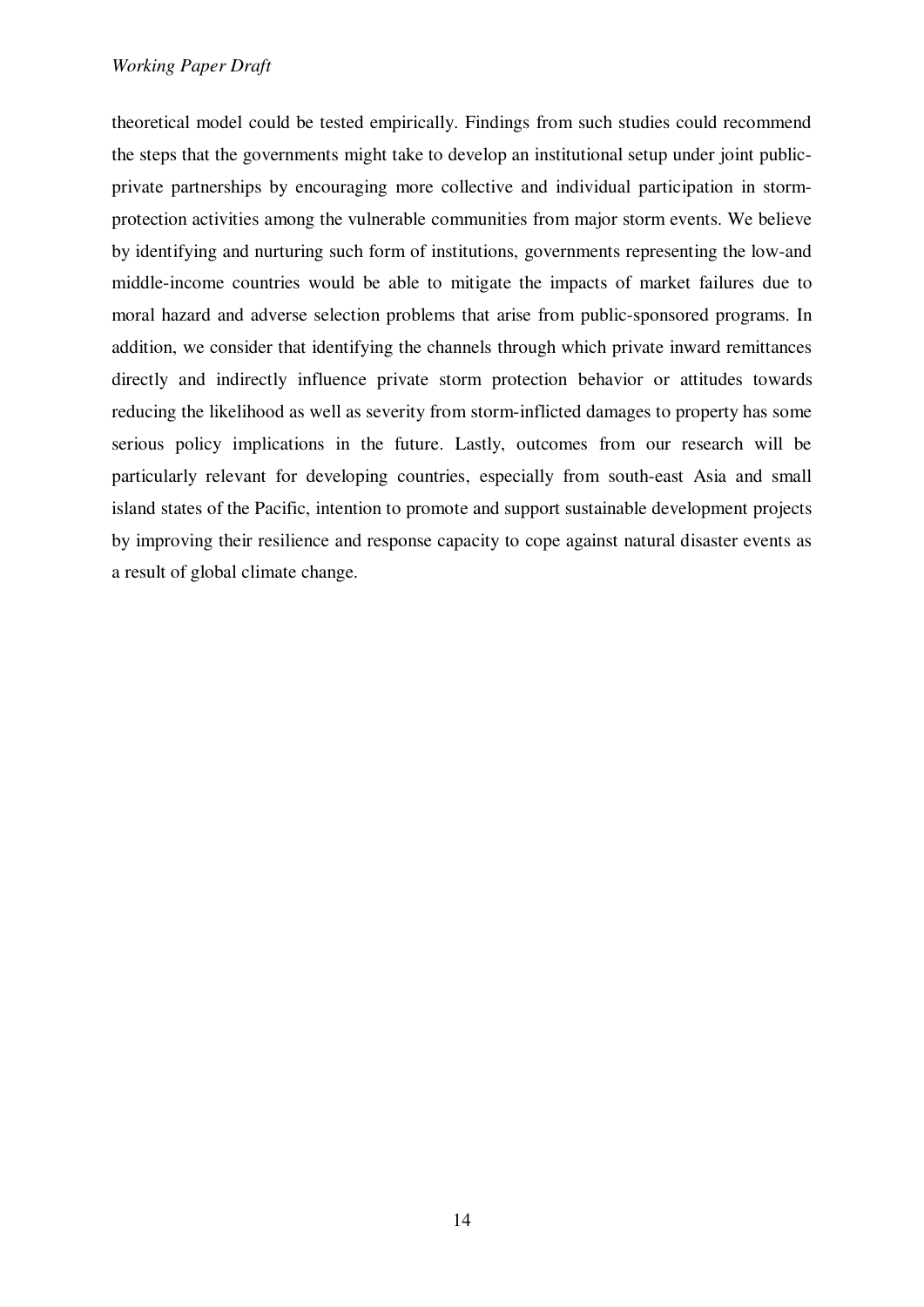theoretical model could be tested empirically. Findings from such studies could recommend the steps that the governments might take to develop an institutional setup under joint public-private partnerships by encouraging more collective and individual participation in storm-protection activities among the vulnerable communities from major storm events. We believe by identifying and nurturing such form of institutions, governments representing the low-and middle-income countries would be able to mitigate the impacts of market failures due to moral hazard and adverse selection problems that arise from public-sponsored programs. In addition, we consider that identifying the channels through which private inward remittances directly and indirectly influence private storm protection behavior or attitudes towards reducing the likelihood as well as severity from storm-inflicted damages to property has some serious policy implications in the future. Lastly, outcomes from our research will be particularly relevant for developing countries, especially from south-east Asia and small island states of the Pacific, intention to promote and support sustainable development projects by improving their resilience and response capacity to cope against natural disaster events as a result of global climate change.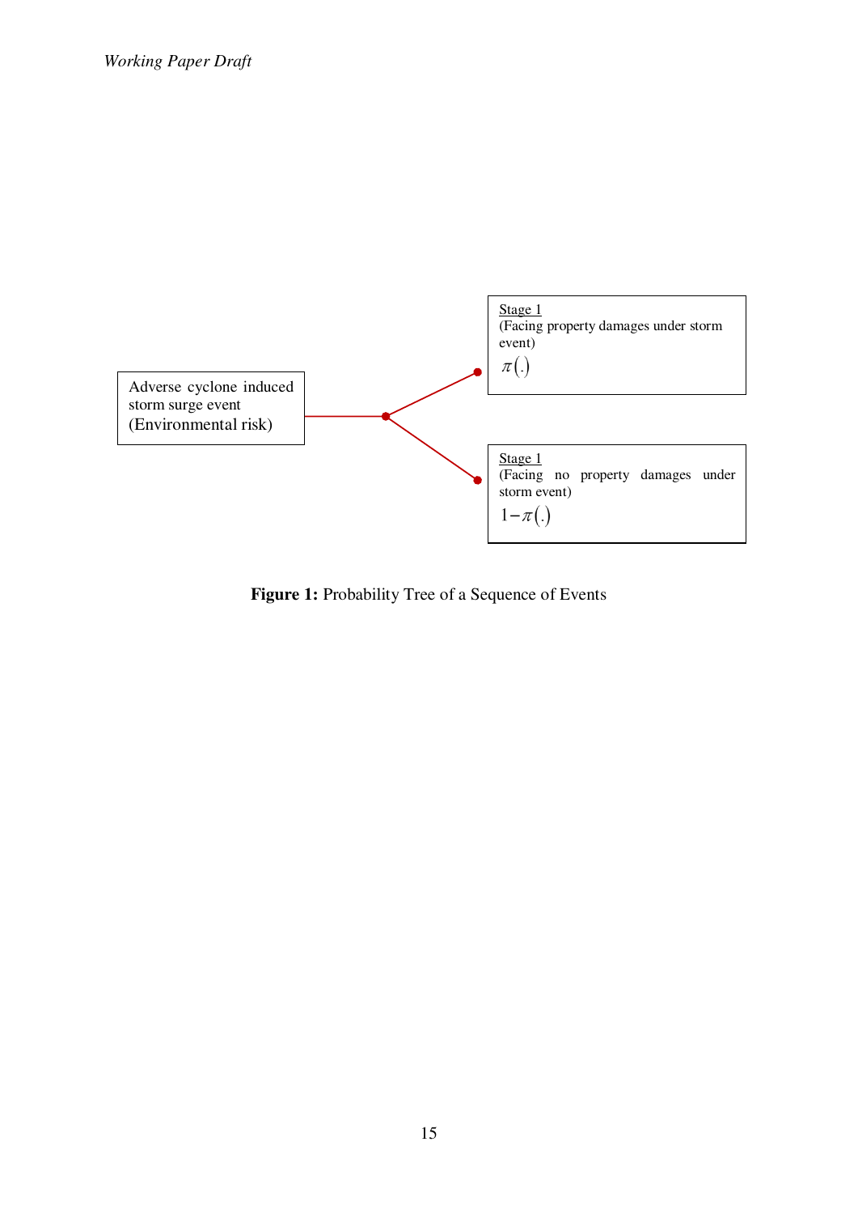Adverse cyclone induced storm surge event (Environmental risk)

Stage 1
(Facing property damages under storm event)
$\pi(.)$

Stage 1
(Facing no property damages under storm event)
$1-\pi(.)$

**Figure 1:** Probability Tree of a Sequence of Events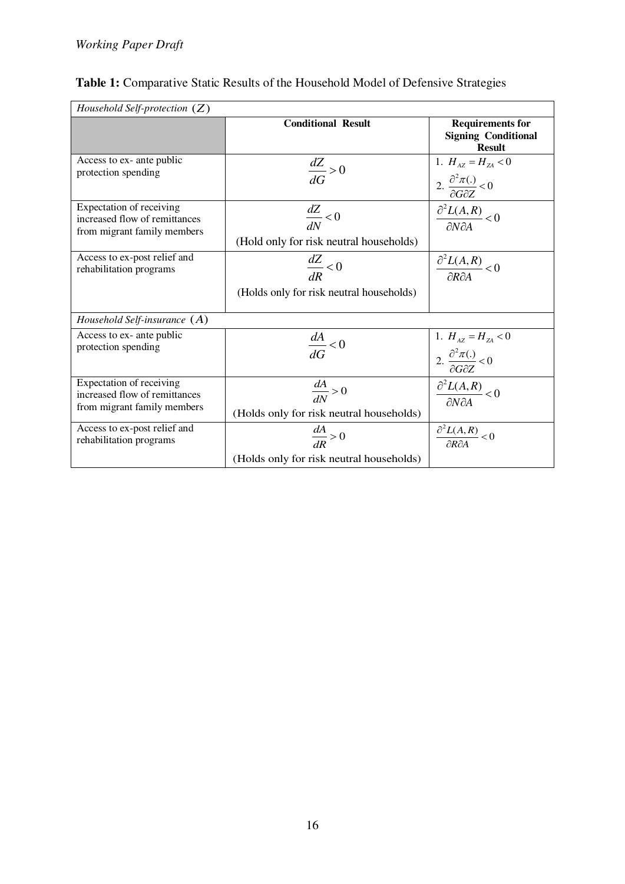**Table 1:** Comparative Static Results of the Household Model of Defensive Strategies

| *Household Self-protection* $(Z)$ | | |
|---|---|---|
| | **Conditional Result** | **Requirements for Signing Conditional Result** |
| Access to ex- ante public protection spending | $\frac{dZ}{dG} > 0$ | 1. $H_{AZ} = H_{ZA} < 0$ 2. $\frac{\partial^2 \pi(.)}{\partial G \partial Z} < 0$ |
| Expectation of receiving increased flow of remittances from migrant family members | $\frac{dZ}{dN} < 0$ (Hold only for risk neutral households) | $\frac{\partial^2 L(A,R)}{\partial N \partial A} < 0$ |
| Access to ex-post relief and rehabilitation programs | $\frac{dZ}{dR} < 0$ (Holds only for risk neutral households) | $\frac{\partial^2 L(A,R)}{\partial R \partial A} < 0$ |
| *Household Self-insurance* $(A)$ | | |
| Access to ex- ante public protection spending | $\frac{dA}{dG} < 0$ | 1. $H_{AZ} = H_{ZA} < 0$ 2. $\frac{\partial^2 \pi(.)}{\partial G \partial Z} < 0$ |
| Expectation of receiving increased flow of remittances from migrant family members | $\frac{dA}{dN} > 0$ (Holds only for risk neutral households) | $\frac{\partial^2 L(A,R)}{\partial N \partial A} < 0$ |
| Access to ex-post relief and rehabilitation programs | $\frac{dA}{dR} > 0$ (Holds only for risk neutral households) | $\frac{\partial^2 L(A,R)}{\partial R \partial A} < 0$ |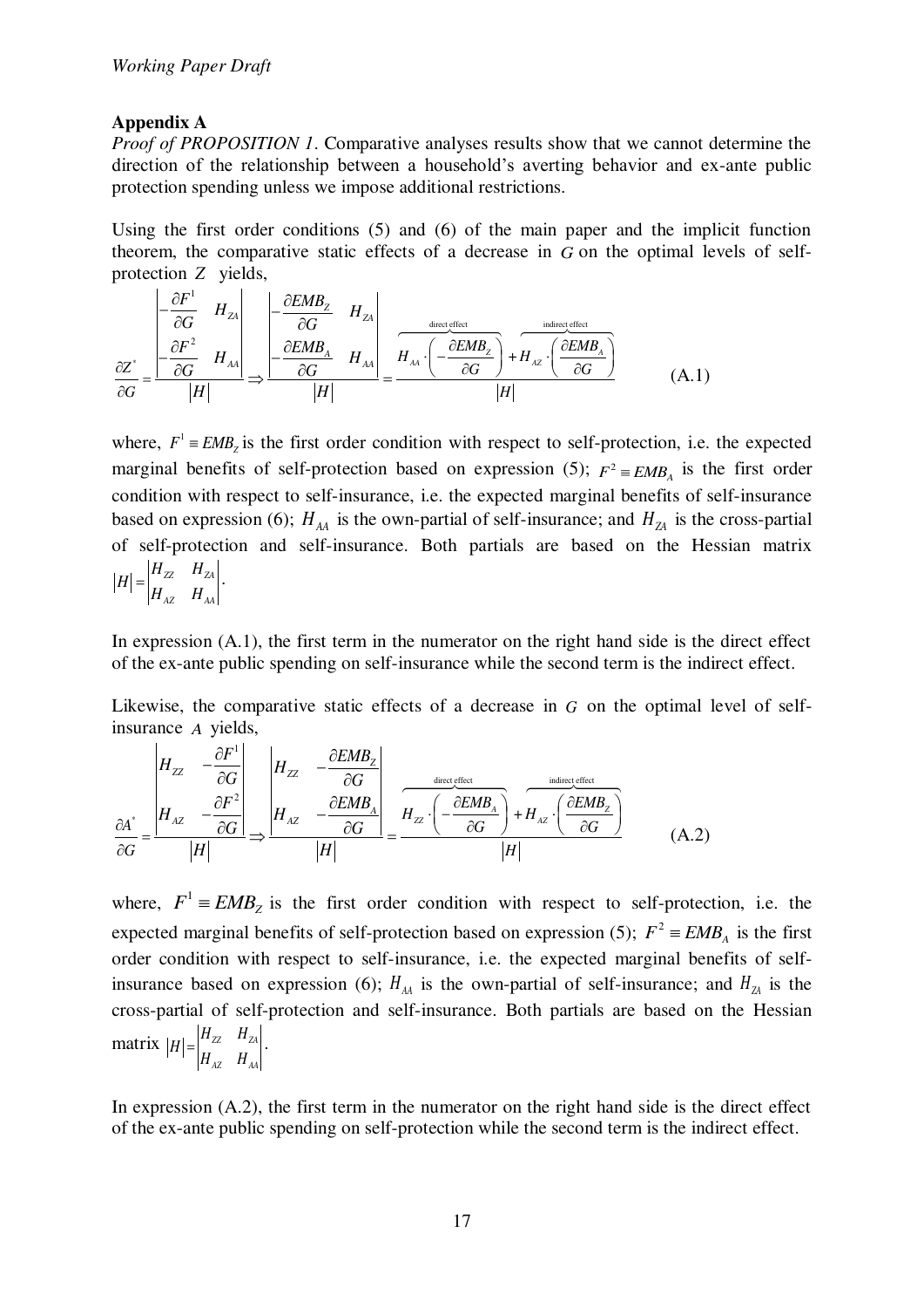*Working Paper Draft*

**Appendix A**

*Proof of PROPOSITION 1*. Comparative analyses results show that we cannot determine the direction of the relationship between a household's averting behavior and ex-ante public protection spending unless we impose additional restrictions.

Using the first order conditions (5) and (6) of the main paper and the implicit function theorem, the comparative static effects of a decrease in $G$ on the optimal levels of self-protection $Z$ yields,

$$\frac{\partial Z^*}{\partial G} = \frac{\begin{vmatrix} -\dfrac{\partial F^1}{\partial G} & H_{ZA} \\ -\dfrac{\partial F^2}{\partial G} & H_{AA} \end{vmatrix}}{|H|} \Rightarrow \frac{\begin{vmatrix} -\dfrac{\partial EMB_Z}{\partial G} & H_{ZA} \\ -\dfrac{\partial EMB_A}{\partial G} & H_{AA} \end{vmatrix}}{|H|} = \frac{\overbrace{H_{AA} \cdot \left( -\dfrac{\partial EMB_Z}{\partial G} \right)}^{\text{direct effect}} + \overbrace{H_{AZ} \cdot \left( \dfrac{\partial EMB_A}{\partial G} \right)}^{\text{indirect effect}}}{|H|} \tag{A.1}$$

where, $F^1 \equiv EMB_Z$ is the first order condition with respect to self-protection, i.e. the expected marginal benefits of self-protection based on expression (5); $F^2 \equiv EMB_A$ is the first order condition with respect to self-insurance, i.e. the expected marginal benefits of self-insurance based on expression (6); $H_{AA}$ is the own-partial of self-insurance; and $H_{ZA}$ is the cross-partial of self-protection and self-insurance. Both partials are based on the Hessian matrix $|H| = \begin{vmatrix} H_{ZZ} & H_{ZA} \\ H_{AZ} & H_{AA} \end{vmatrix}$.

In expression (A.1), the first term in the numerator on the right hand side is the direct effect of the ex-ante public spending on self-insurance while the second term is the indirect effect.

Likewise, the comparative static effects of a decrease in $G$ on the optimal level of self-insurance $A$ yields,

$$\frac{\partial A^*}{\partial G} = \frac{\begin{vmatrix} H_{ZZ} & -\dfrac{\partial F^1}{\partial G} \\ H_{AZ} & -\dfrac{\partial F^2}{\partial G} \end{vmatrix}}{|H|} \Rightarrow \frac{\begin{vmatrix} H_{ZZ} & -\dfrac{\partial EMB_Z}{\partial G} \\ H_{AZ} & -\dfrac{\partial EMB_A}{\partial G} \end{vmatrix}}{|H|} = \frac{\overbrace{H_{ZZ} \cdot \left( -\dfrac{\partial EMB_A}{\partial G} \right)}^{\text{direct effect}} + \overbrace{H_{AZ} \cdot \left( \dfrac{\partial EMB_Z}{\partial G} \right)}^{\text{indirect effect}}}{|H|} \tag{A.2}$$

where, $F^1 \equiv EMB_Z$ is the first order condition with respect to self-protection, i.e. the expected marginal benefits of self-protection based on expression (5); $F^2 \equiv EMB_A$ is the first order condition with respect to self-insurance, i.e. the expected marginal benefits of self-insurance based on expression (6); $H_{AA}$ is the own-partial of self-insurance; and $H_{ZA}$ is the cross-partial of self-protection and self-insurance. Both partials are based on the Hessian matrix $|H| = \begin{vmatrix} H_{ZZ} & H_{ZA} \\ H_{AZ} & H_{AA} \end{vmatrix}$.

In expression (A.2), the first term in the numerator on the right hand side is the direct effect of the ex-ante public spending on self-protection while the second term is the indirect effect.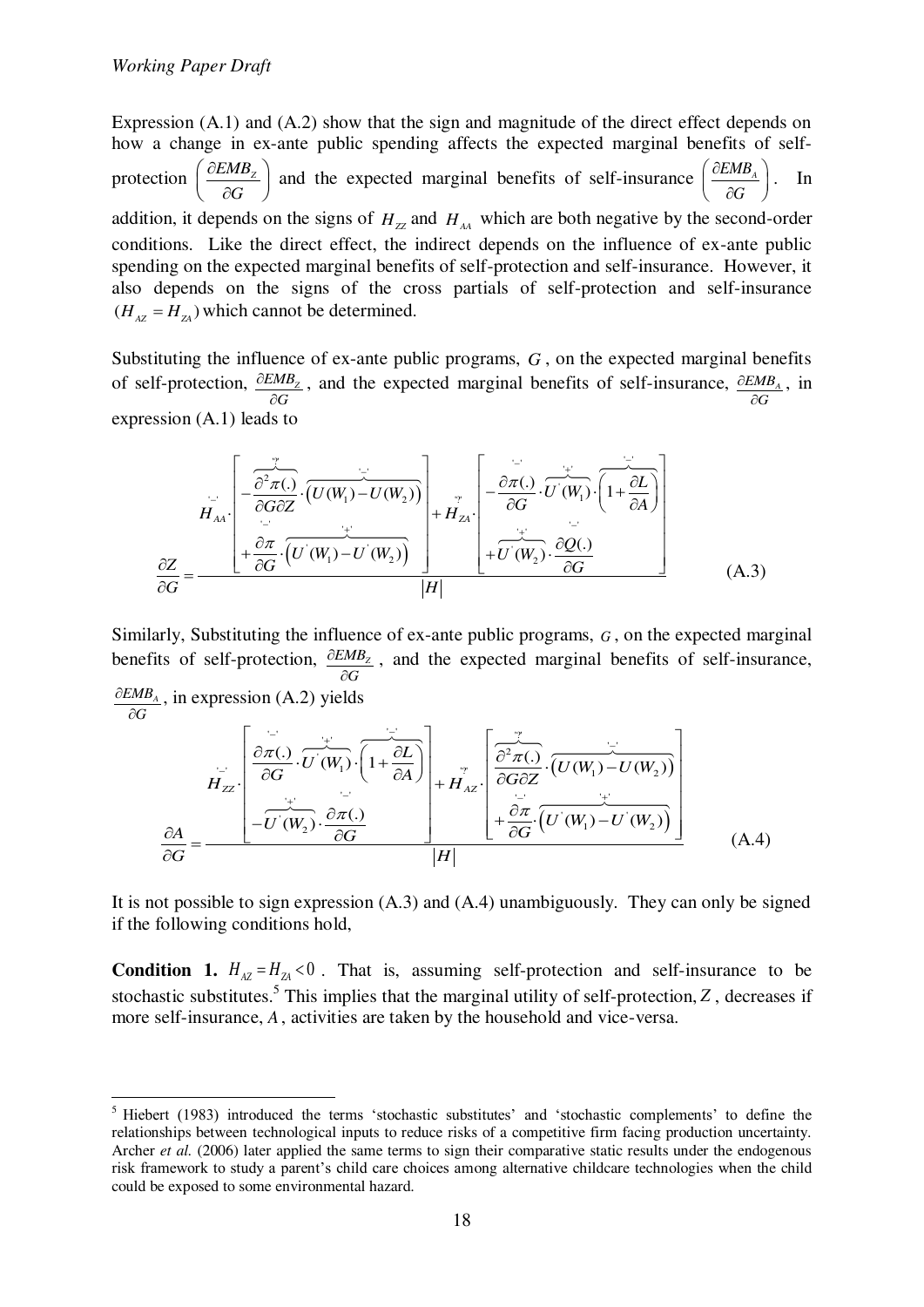Expression (A.1) and (A.2) show that the sign and magnitude of the direct effect depends on how a change in ex-ante public spending affects the expected marginal benefits of self-protection $\left(\frac{\partial EMB_Z}{\partial G}\right)$ and the expected marginal benefits of self-insurance $\left(\frac{\partial EMB_A}{\partial G}\right)$. In addition, it depends on the signs of $H_{ZZ}$ and $H_{AA}$ which are both negative by the second-order conditions. Like the direct effect, the indirect depends on the influence of ex-ante public spending on the expected marginal benefits of self-protection and self-insurance. However, it also depends on the signs of the cross partials of self-protection and self-insurance $(H_{AZ} = H_{ZA})$ which cannot be determined.

Substituting the influence of ex-ante public programs, $G$, on the expected marginal benefits of self-protection, $\frac{\partial EMB_Z}{\partial G}$, and the expected marginal benefits of self-insurance, $\frac{\partial EMB_A}{\partial G}$, in expression (A.1) leads to

$$\frac{\partial Z}{\partial G} = \frac{\overset{'-'}{H_{AA}} \cdot \left[ \begin{array}{l} -\overbrace{\frac{\partial^2 \pi(.)}{\partial G \partial Z}}^{'?'} \cdot \overbrace{\left(U(W_1) - U(W_2)\right)}^{'-'} \\ + \underbrace{\frac{\partial \pi}{\partial G}}_{'-'} \cdot \overbrace{\left(U^{'}(W_1) - U^{'}(W_2)\right)}^{'+'} \end{array} \right] + \overset{'?'}{H_{ZA}} \cdot \left[ \begin{array}{l} -\overbrace{\frac{\partial \pi(.)}{\partial G}}^{'-'} \cdot \overbrace{U^{'}(W_1)}^{'+'} \cdot \overbrace{\left(1 + \frac{\partial L}{\partial A}\right)}^{'-'} \\ + \underbrace{U^{'}(W_2)}_{'+'} \cdot \overbrace{\frac{\partial Q(.)}{\partial G}}^{'-'} \end{array} \right]}{|H|} \tag{A.3}$$

Similarly, Substituting the influence of ex-ante public programs, $G$, on the expected marginal benefits of self-protection, $\frac{\partial EMB_Z}{\partial G}$, and the expected marginal benefits of self-insurance, $\frac{\partial EMB_A}{\partial G}$, in expression (A.2) yields

$$\frac{\partial A}{\partial G} = \frac{\overset{'-'}{H_{ZZ}} \cdot \left[ \begin{array}{l} \overbrace{\frac{\partial \pi(.)}{\partial G}}^{'-'} \cdot \overbrace{U^{'}(W_1)}^{'+'} \cdot \overbrace{\left(1 + \frac{\partial L}{\partial A}\right)}^{'-'} \\ -\overbrace{U^{'}(W_2)}^{'+'} \cdot \overbrace{\frac{\partial \pi(.)}{\partial G}}^{'-'} \end{array} \right] + \overset{'?'}{H_{AZ}} \cdot \left[ \begin{array}{l} \overbrace{\frac{\partial^2 \pi(.)}{\partial G \partial Z}}^{'?'} \cdot \overbrace{\left(U(W_1) - U(W_2)\right)}^{'-'} \\ + \underbrace{\frac{\partial \pi}{\partial G}}_{'-'} \cdot \overbrace{\left(U^{'}(W_1) - U^{'}(W_2)\right)}^{'+'} \end{array} \right]}{|H|} \tag{A.4}$$

It is not possible to sign expression (A.3) and (A.4) unambiguously. They can only be signed if the following conditions hold,

**Condition 1.** $H_{AZ} = H_{ZA} < 0$. That is, assuming self-protection and self-insurance to be stochastic substitutes.[5] This implies that the marginal utility of self-protection, $Z$, decreases if more self-insurance, $A$, activities are taken by the household and vice-versa.

---

[5] Hiebert (1983) introduced the terms 'stochastic substitutes' and 'stochastic complements' to define the relationships between technological inputs to reduce risks of a competitive firm facing production uncertainty. Archer *et al.* (2006) later applied the same terms to sign their comparative static results under the endogenous risk framework to study a parent's child care choices among alternative childcare technologies when the child could be exposed to some environmental hazard.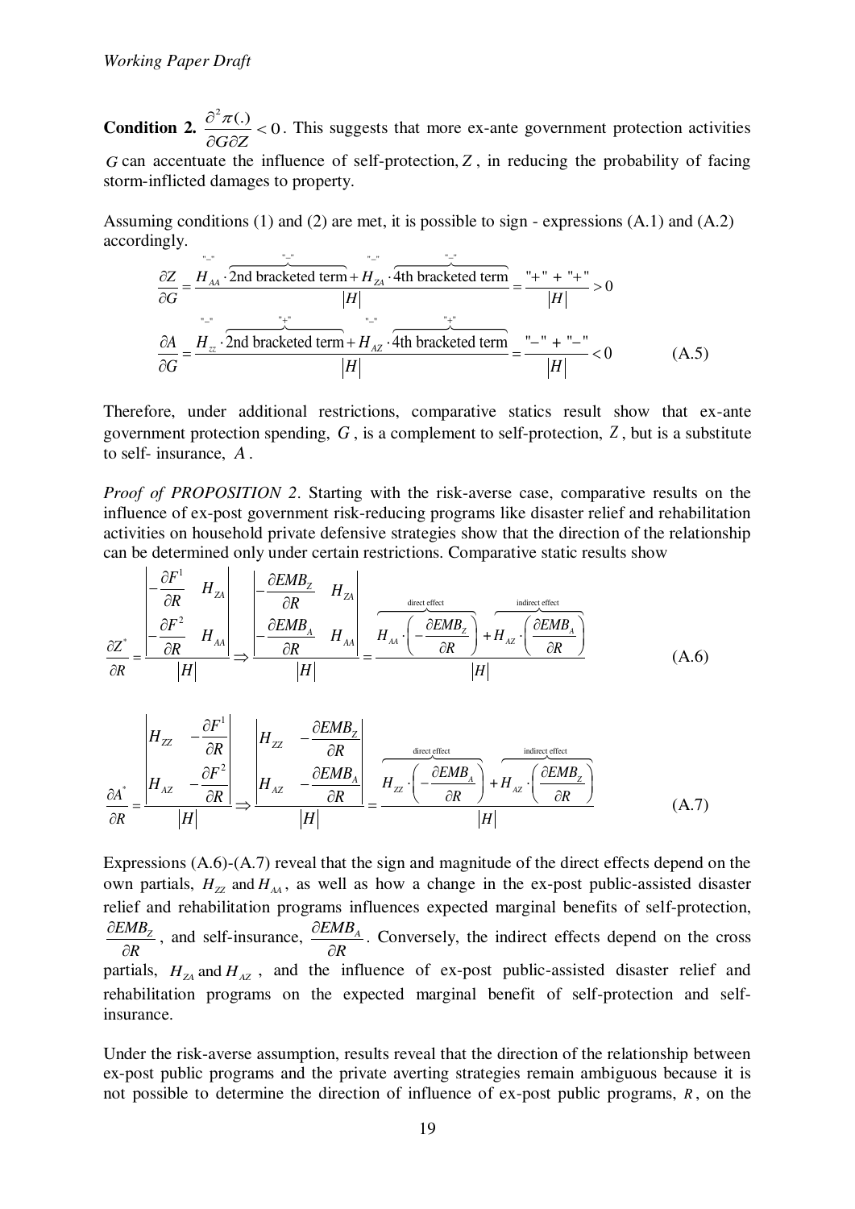**Condition 2.** $\frac{\partial^2 \pi(.)}{\partial G \partial Z} < 0$. This suggests that more ex-ante government protection activities $G$ can accentuate the influence of self-protection, $Z$, in reducing the probability of facing storm-inflicted damages to property.

Assuming conditions (1) and (2) are met, it is possible to sign - expressions (A.1) and (A.2) accordingly.

$$\frac{\partial Z}{\partial G} = \frac{\overset{"-"}{H_{AA}} \cdot \overbrace{\text{2nd bracketed term}}^{"-"} + \overset{"-"}{H_{ZA}} \cdot \overbrace{\text{4th bracketed term}}^{"-"}}{|H|} = \frac{"+" + "+"}{|H|} > 0$$

$$\frac{\partial A}{\partial G} = \frac{\overset{"-"}{H_{zz}} \cdot \overbrace{\text{2nd bracketed term}}^{"+"} + \overset{"-"}{H_{AZ}} \cdot \overbrace{\text{4th bracketed term}}^{"+"}}{|H|} = \frac{"-" + "-"}{|H|} < 0 \qquad \text{(A.5)}$$

Therefore, under additional restrictions, comparative statics result show that ex-ante government protection spending, $G$, is a complement to self-protection, $Z$, but is a substitute to self- insurance, $A$.

*Proof of PROPOSITION 2*. Starting with the risk-averse case, comparative results on the influence of ex-post government risk-reducing programs like disaster relief and rehabilitation activities on household private defensive strategies show that the direction of the relationship can be determined only under certain restrictions. Comparative static results show

$$\frac{\partial Z^*}{\partial R} = \frac{\begin{vmatrix} -\frac{\partial F^1}{\partial R} & H_{ZA} \\ -\frac{\partial F^2}{\partial R} & H_{AA} \end{vmatrix}}{|H|} \Rightarrow \frac{\begin{vmatrix} -\frac{\partial EMB_Z}{\partial R} & H_{ZA} \\ -\frac{\partial EMB_A}{\partial R} & H_{AA} \end{vmatrix}}{|H|} = \frac{\overbrace{H_{AA} \cdot \left(-\frac{\partial EMB_Z}{\partial R}\right)}^{\text{direct effect}} + \overbrace{H_{AZ} \cdot \left(\frac{\partial EMB_A}{\partial R}\right)}^{\text{indirect effect}}}{|H|} \qquad \text{(A.6)}$$

$$\frac{\partial A^*}{\partial R} = \frac{\begin{vmatrix} H_{ZZ} & -\frac{\partial F^1}{\partial R} \\ H_{AZ} & -\frac{\partial F^2}{\partial R} \end{vmatrix}}{|H|} \Rightarrow \frac{\begin{vmatrix} H_{ZZ} & -\frac{\partial EMB_Z}{\partial R} \\ H_{AZ} & -\frac{\partial EMB_A}{\partial R} \end{vmatrix}}{|H|} = \frac{\overbrace{H_{ZZ} \cdot \left(-\frac{\partial EMB_A}{\partial R}\right)}^{\text{direct effect}} + \overbrace{H_{AZ} \cdot \left(\frac{\partial EMB_Z}{\partial R}\right)}^{\text{indirect effect}}}{|H|} \qquad \text{(A.7)}$$

Expressions (A.6)-(A.7) reveal that the sign and magnitude of the direct effects depend on the own partials, $H_{ZZ}$ and $H_{AA}$, as well as how a change in the ex-post public-assisted disaster relief and rehabilitation programs influences expected marginal benefits of self-protection, $\frac{\partial EMB_Z}{\partial R}$, and self-insurance, $\frac{\partial EMB_A}{\partial R}$. Conversely, the indirect effects depend on the cross partials, $H_{ZA}$ and $H_{AZ}$, and the influence of ex-post public-assisted disaster relief and rehabilitation programs on the expected marginal benefit of self-protection and self-insurance.

Under the risk-averse assumption, results reveal that the direction of the relationship between ex-post public programs and the private averting strategies remain ambiguous because it is not possible to determine the direction of influence of ex-post public programs, $R$, on the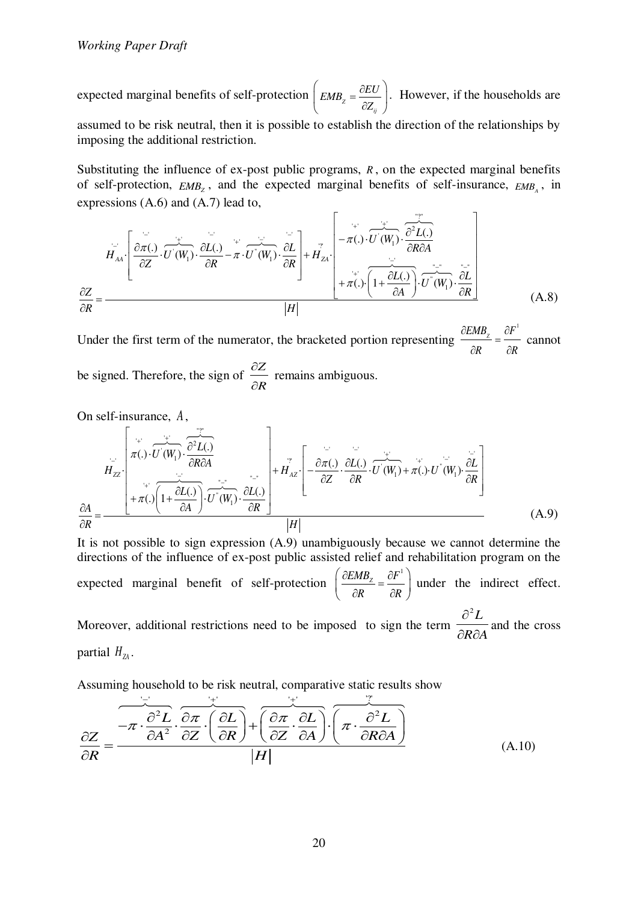expected marginal benefits of self-protection $\left( EMB_Z = \dfrac{\partial EU}{\partial Z_{ij}} \right)$. However, if the households are assumed to be risk neutral, then it is possible to establish the direction of the relationships by imposing the additional restriction.

Substituting the influence of ex-post public programs, $R$, on the expected marginal benefits of self-protection, $EMB_Z$, and the expected marginal benefits of self-insurance, $EMB_A$, in expressions (A.6) and (A.7) lead to,

$$\frac{\partial Z}{\partial R} = \frac{\overset{'-'}{H_{AA}} \cdot \left[ \overset{'-'}{\frac{\partial \pi(.)}{\partial Z}} \cdot \overbrace{U^{'}(W_1)}^{'+'} \cdot \overset{'-'}{\frac{\partial L(.)}{\partial R}} - \overset{'+'}{\pi} \cdot \overbrace{U^{''}(W_1)}^{'-'} \cdot \overset{'-'}{\frac{\partial L}{\partial R}} \right] + \overset{"?"}{H_{ZA}} \cdot \left[ \begin{array}{l} -\overset{'+'}{\pi(.)} \cdot \overbrace{U^{'}(W_1)}^{'+'} \cdot \overbrace{\dfrac{\partial^2 L(.)}{\partial R \partial A}}^{"?"} \\ +\overset{'+'}{\pi(.)} \cdot \overbrace{\left(1 + \dfrac{\partial L(.)}{\partial A}\right)}^{'-'} \cdot \overbrace{U^{''}(W_1)}^{"-"} \cdot \overset{"-"}{\dfrac{\partial L}{\partial R}} \end{array} \right]}{|H|} \tag{A.8}$$

Under the first term of the numerator, the bracketed portion representing $\dfrac{\partial EMB_Z}{\partial R} = \dfrac{\partial F^1}{\partial R}$ cannot be signed. Therefore, the sign of $\dfrac{\partial Z}{\partial R}$ remains ambiguous.

On self-insurance, $A$,

$$\frac{\partial A}{\partial R} = \frac{\overset{'-'}{H_{ZZ}} \cdot \left[ \begin{array}{l} \overset{'+'}{\pi(.)} \cdot \overbrace{U^{'}(W_1)}^{'+'} \cdot \overbrace{\dfrac{\partial^2 L(.)}{\partial R \partial A}}^{"?"} \\ +\overset{'+'}{\pi(.)} \overbrace{\left(1 + \dfrac{\partial L(.)}{\partial A}\right)}^{'-'} \cdot \overbrace{U^{''}(W_1)}^{"-"} \cdot \overset{"-"}{\dfrac{\partial L(.)}{\partial R}} \end{array} \right] + \overset{"?"}{H_{AZ}} \cdot \left[ -\overset{'-'}{\frac{\partial \pi(.)}{\partial Z}} \cdot \overset{'-'}{\frac{\partial L(.)}{\partial R}} \cdot \overbrace{U^{'}(W_1)}^{'+'} + \overset{'+'}{\pi(.)} \cdot \overset{'-'}{U^{''}(W_1)} \cdot \overset{'-'}{\frac{\partial L}{\partial R}} \right]}{|H|} \tag{A.9}$$

It is not possible to sign expression (A.9) unambiguously because we cannot determine the directions of the influence of ex-post public assisted relief and rehabilitation program on the expected marginal benefit of self-protection $\left( \dfrac{\partial EMB_Z}{\partial R} = \dfrac{\partial F^1}{\partial R} \right)$ under the indirect effect. Moreover, additional restrictions need to be imposed to sign the term $\dfrac{\partial^2 L}{\partial R \partial A}$ and the cross partial $H_{ZA}$.

Assuming household to be risk neutral, comparative static results show

$$\frac{\partial Z}{\partial R} = \frac{\overbrace{-\pi \cdot \frac{\partial^2 L}{\partial A^2}}^{'-'} \cdot \overbrace{\frac{\partial \pi}{\partial Z} \cdot \left( \frac{\partial L}{\partial R} \right)}^{'+'} + \overbrace{\left( \frac{\partial \pi}{\partial Z} \cdot \frac{\partial L}{\partial A} \right)}^{'+'} \cdot \overbrace{\left( \pi \cdot \frac{\partial^2 L}{\partial R \partial A} \right)}^{'?'}}{|H|} \tag{A.10}$$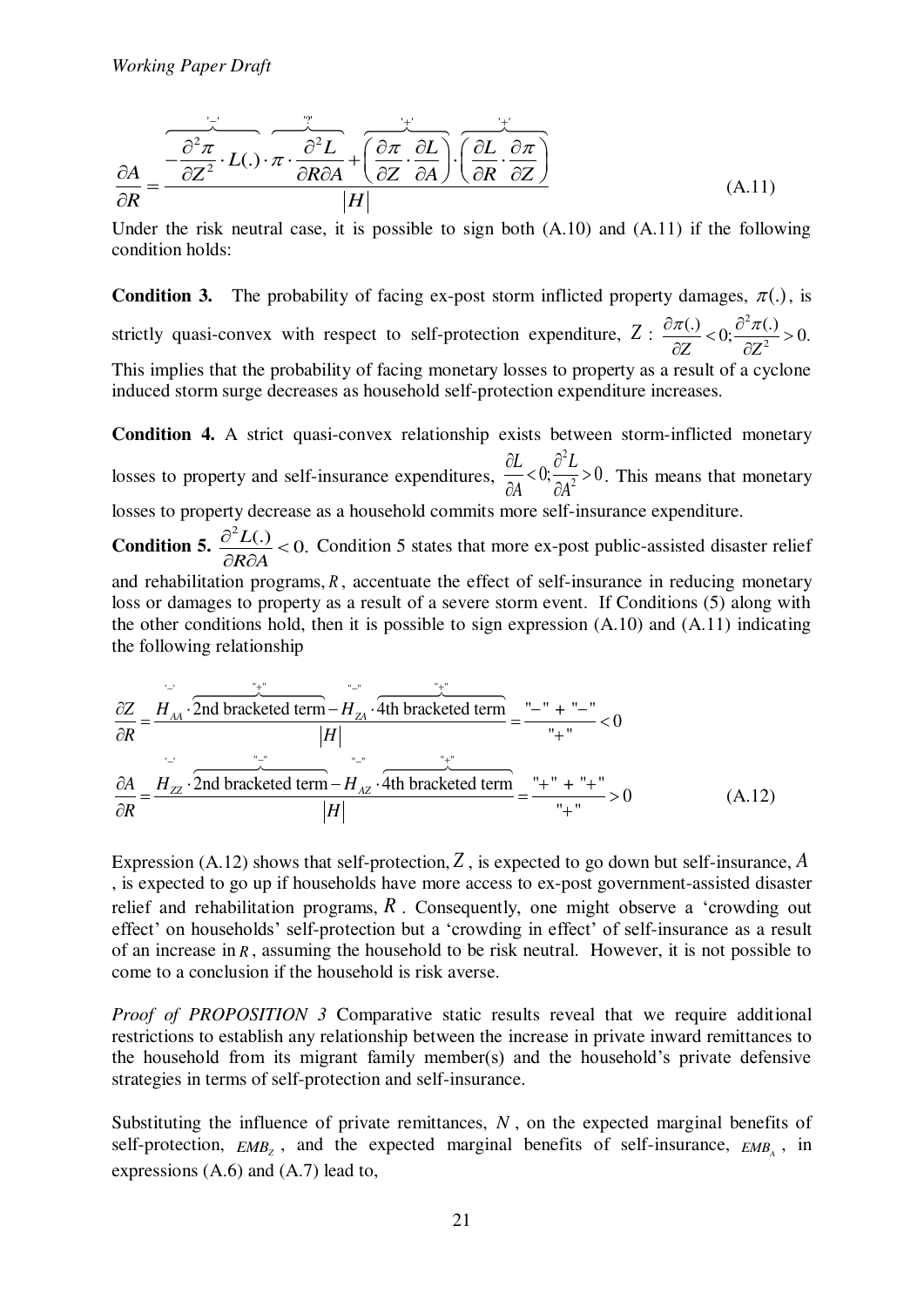$$\frac{\partial A}{\partial R}=\frac{\overbrace{-\frac{\partial^2\pi}{\partial Z^2}\cdot L(.)}^{\text{'}-\text{'}}\cdot\overbrace{\pi\cdot\frac{\partial^2 L}{\partial R\partial A}}^{\text{'?'}}+\overbrace{\left(\frac{\partial\pi}{\partial Z}\cdot\frac{\partial L}{\partial A}\right)}^{\text{'+'}}\cdot\overbrace{\left(\frac{\partial L}{\partial R}\cdot\frac{\partial\pi}{\partial Z}\right)}^{\text{'+'}}}{|H|} \tag{A.11}$$

Under the risk neutral case, it is possible to sign both (A.10) and (A.11) if the following condition holds:

**Condition 3.** The probability of facing ex-post storm inflicted property damages, $\pi(.)$, is strictly quasi-convex with respect to self-protection expenditure, $Z$ : $\frac{\partial\pi(.)}{\partial Z}<0; \frac{\partial^2\pi(.)}{\partial Z^2}>0.$ This implies that the probability of facing monetary losses to property as a result of a cyclone induced storm surge decreases as household self-protection expenditure increases.

**Condition 4.** A strict quasi-convex relationship exists between storm-inflicted monetary losses to property and self-insurance expenditures, $\frac{\partial L}{\partial A}<0; \frac{\partial^2 L}{\partial A^2}>0$. This means that monetary losses to property decrease as a household commits more self-insurance expenditure.

**Condition 5.** $\frac{\partial^2 L(.)}{\partial R\partial A}<0.$ Condition 5 states that more ex-post public-assisted disaster relief and rehabilitation programs, $R$, accentuate the effect of self-insurance in reducing monetary loss or damages to property as a result of a severe storm event. If Conditions (5) along with the other conditions hold, then it is possible to sign expression (A.10) and (A.11) indicating the following relationship

$$\frac{\partial Z}{\partial R}=\frac{\overset{\text{'}-\text{'}}{H_{AA}}\cdot\overbrace{\text{2nd bracketed term}}^{\text{"+"}}-\overset{\text{"}-\text{"}}{H_{ZA}}\cdot\overbrace{\text{4th bracketed term}}^{\text{"+"}}}{|H|}=\frac{\text{"}-\text{" + "}-\text{"}}{\text{"+"}}<0$$

$$\frac{\partial A}{\partial R}=\frac{\overset{\text{'}-\text{'}}{H_{ZZ}}\cdot\overbrace{\text{2nd bracketed term}}^{\text{"}-\text{"}}-\overset{\text{"}-\text{"}}{H_{AZ}}\cdot\overbrace{\text{4th bracketed term}}^{\text{"+"}}}{|H|}=\frac{\text{"+" + "+"}}{\text{"+"}}>0 \tag{A.12}$$

Expression (A.12) shows that self-protection, $Z$, is expected to go down but self-insurance, $A$, is expected to go up if households have more access to ex-post government-assisted disaster relief and rehabilitation programs, $R$. Consequently, one might observe a 'crowding out effect' on households' self-protection but a 'crowding in effect' of self-insurance as a result of an increase in $R$, assuming the household to be risk neutral. However, it is not possible to come to a conclusion if the household is risk averse.

*Proof of PROPOSITION 3* Comparative static results reveal that we require additional restrictions to establish any relationship between the increase in private inward remittances to the household from its migrant family member(s) and the household's private defensive strategies in terms of self-protection and self-insurance.

Substituting the influence of private remittances, $N$, on the expected marginal benefits of self-protection, $EMB_Z$, and the expected marginal benefits of self-insurance, $EMB_A$, in expressions (A.6) and (A.7) lead to,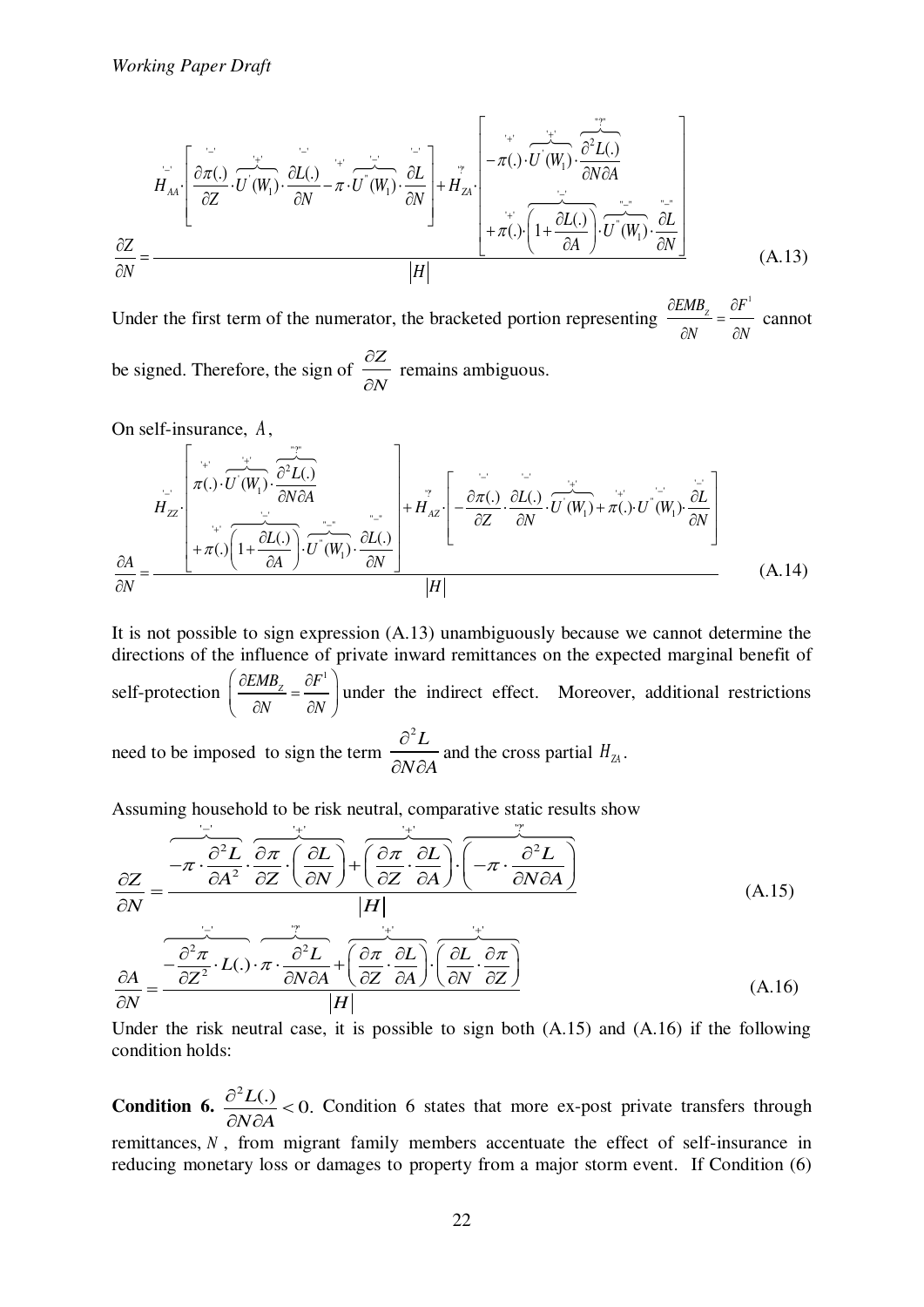$$\frac{\partial Z}{\partial N}=\frac{\overset{'-'}{H_{AA}}\cdot\left[\overset{'-'}{\frac{\partial \pi(.)}{\partial Z}}\cdot\overbrace{U^{'}(W_1)}^{'+'}\cdot\overset{'-'}{\frac{\partial L(.)}{\partial N}}-\overset{'+'}{\pi}\cdot\overbrace{U^{''}(W_1)}^{'-'}\cdot\overset{'-'}{\frac{\partial L}{\partial N}}\right]+\overset{"?"}{H_{ZA}}\cdot\left[\begin{array}{l}-\overset{'+'}{\pi(.)}\cdot\overbrace{U^{'}(W_1)}^{'+'}\cdot\overbrace{\frac{\partial^2 L(.)}{\partial N\partial A}}^{"?"}\\+\overset{'+'}{\pi(.)}\cdot\overbrace{\left(1+\frac{\partial L(.)}{\partial A}\right)}^{'-'}\cdot\overbrace{U^{''}(W_1)}^{"-"}\cdot\overset{"-"}{\frac{\partial L}{\partial N}}\end{array}\right]}{|H|} \tag{A.13}$$

Under the first term of the numerator, the bracketed portion representing $\frac{\partial EMB_Z}{\partial N}=\frac{\partial F^1}{\partial N}$ cannot be signed. Therefore, the sign of $\frac{\partial Z}{\partial N}$ remains ambiguous.

On self-insurance, $A$,

$$\frac{\partial A}{\partial N}=\frac{\overset{'-'}{H_{ZZ}}\cdot\left[\begin{array}{l}\overset{'+'}{\pi(.)}\cdot\overbrace{U^{'}(W_1)}^{'+'}\cdot\overbrace{\frac{\partial^2 L(.)}{\partial N\partial A}}^{"?"}\\+\overset{'+'}{\pi(.)}\overbrace{\left(1+\frac{\partial L(.)}{\partial A}\right)}^{'-'}\cdot\overbrace{U^{''}(W_1)}^{"-"}\cdot\overset{"-"}{\frac{\partial L(.)}{\partial N}}\end{array}\right]+\overset{"?"}{H_{AZ}}\cdot\left[-\overset{'-'}{\frac{\partial \pi(.)}{\partial Z}}\cdot\overset{'-'}{\frac{\partial L(.)}{\partial N}}\cdot\overbrace{U^{'}(W_1)}^{'+'}+\overset{'+'}{\pi(.)}\cdot\overset{'-'}{U^{''}(W_1)}\cdot\overset{'-'}{\frac{\partial L}{\partial N}}\right]}{|H|} \tag{A.14}$$

It is not possible to sign expression (A.13) unambiguously because we cannot determine the directions of the influence of private inward remittances on the expected marginal benefit of self-protection $\left(\frac{\partial EMB_Z}{\partial N}=\frac{\partial F^1}{\partial N}\right)$ under the indirect effect. Moreover, additional restrictions need to be imposed to sign the term $\frac{\partial^2 L}{\partial N\partial A}$ and the cross partial $H_{ZA}$.

Assuming household to be risk neutral, comparative static results show

$$\frac{\partial Z}{\partial N}=\frac{\overbrace{-\pi\cdot\frac{\partial^2 L}{\partial A^2}}^{'-'}\cdot\overbrace{\frac{\partial \pi}{\partial Z}\cdot\left(\frac{\partial L}{\partial N}\right)}^{'+'}+\overbrace{\left(\frac{\partial \pi}{\partial Z}\cdot\frac{\partial L}{\partial A}\right)}^{'+'}\cdot\overbrace{\left(-\pi\cdot\frac{\partial^2 L}{\partial N\partial A}\right)}^{"?"}}{|H|} \tag{A.15}$$

$$\frac{\partial A}{\partial N}=\frac{\overbrace{-\frac{\partial^2 \pi}{\partial Z^2}\cdot L(.)}^{'-'}\cdot\overbrace{\pi\cdot\frac{\partial^2 L}{\partial N\partial A}}^{"?"}+\overbrace{\left(\frac{\partial \pi}{\partial Z}\cdot\frac{\partial L}{\partial A}\right)}^{'+'}\cdot\overbrace{\left(\frac{\partial L}{\partial N}\cdot\frac{\partial \pi}{\partial Z}\right)}^{'+'}}{|H|} \tag{A.16}$$

Under the risk neutral case, it is possible to sign both (A.15) and (A.16) if the following condition holds:

**Condition 6.** $\frac{\partial^2 L(.)}{\partial N\partial A}<0$. Condition 6 states that more ex-post private transfers through remittances, $N$, from migrant family members accentuate the effect of self-insurance in reducing monetary loss or damages to property from a major storm event. If Condition (6)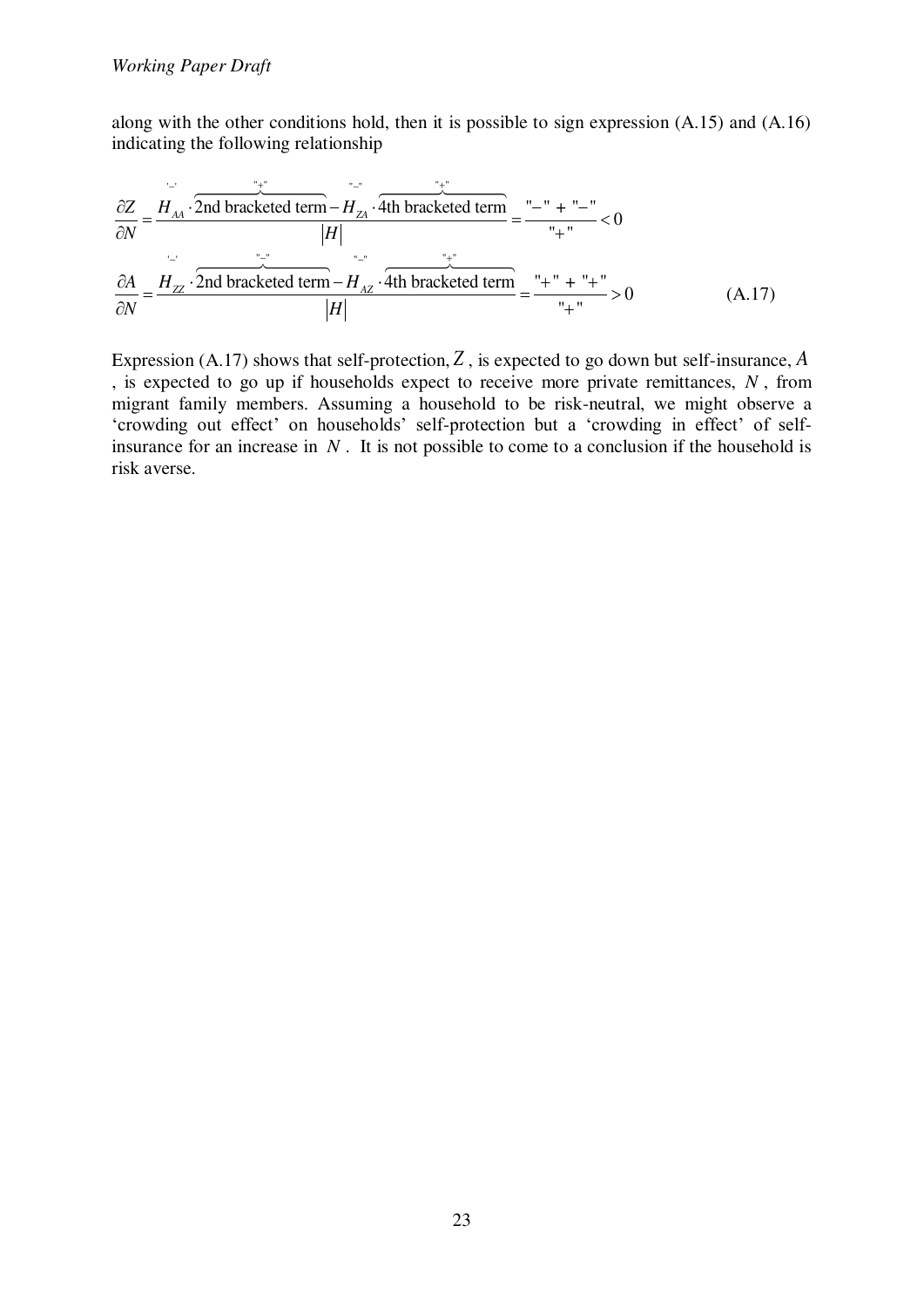along with the other conditions hold, then it is possible to sign expression (A.15) and (A.16) indicating the following relationship

$$
\begin{aligned}
\frac{\partial Z}{\partial N} &= \frac{\overset{\text{'}-\text{'}}{H_{AA}} \cdot \overbrace{\text{2nd bracketed term}}^{\text{"+"}} - \overset{\text{"}-\text{"}}{H_{ZA}} \cdot \overbrace{\text{4th bracketed term}}^{\text{"+"}}}{|H|} = \frac{\text{"}-\text{"} + \text{"}-\text{"}}{\text{"+"}} < 0 \\
\frac{\partial A}{\partial N} &= \frac{\overset{\text{'}-\text{'}}{H_{ZZ}} \cdot \overbrace{\text{2nd bracketed term}}^{\text{"}-\text{"}} - \overset{\text{"}-\text{"}}{H_{AZ}} \cdot \overbrace{\text{4th bracketed term}}^{\text{"+"}}}{|H|} = \frac{\text{"+"} + \text{"+"}}{\text{"+"}} > 0
\end{aligned}
\tag{A.17}
$$

Expression (A.17) shows that self-protection, $Z$, is expected to go down but self-insurance, $A$, is expected to go up if households expect to receive more private remittances, $N$, from migrant family members. Assuming a household to be risk-neutral, we might observe a 'crowding out effect' on households' self-protection but a 'crowding in effect' of self-insurance for an increase in $N$. It is not possible to come to a conclusion if the household is risk averse.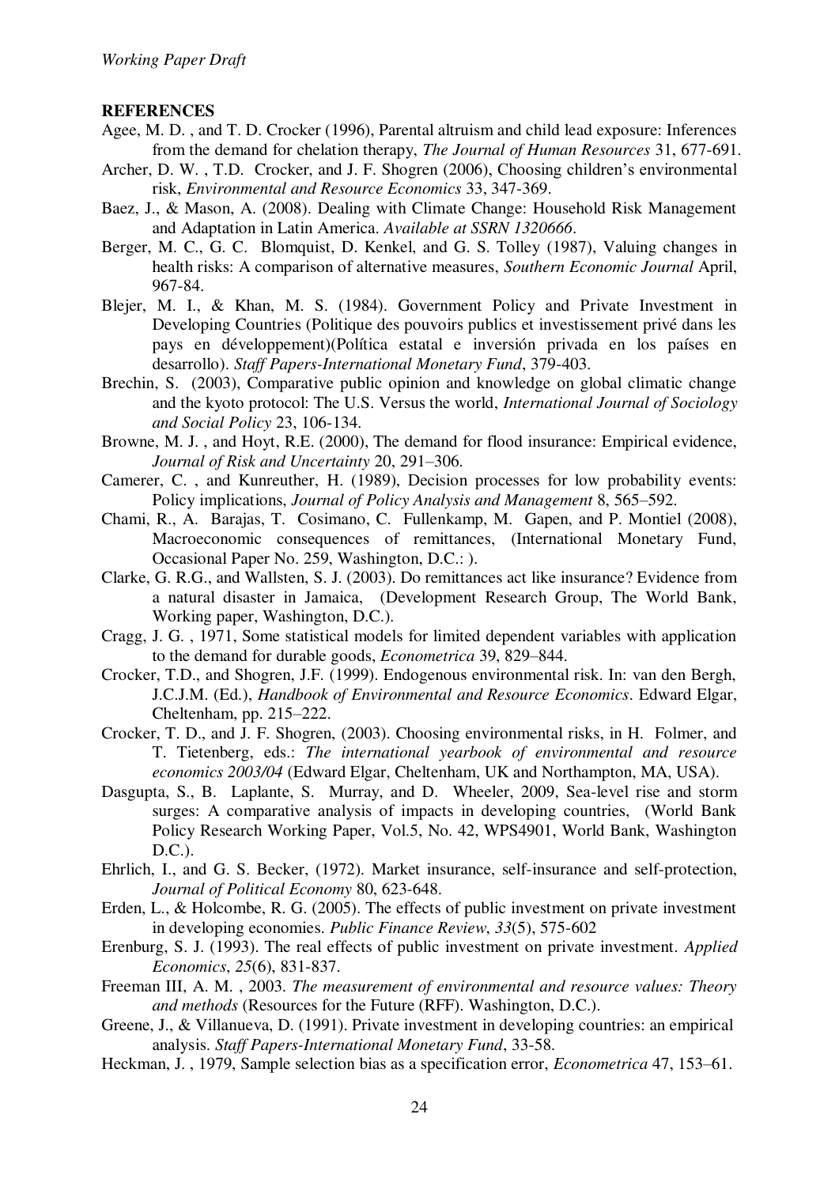**REFERENCES**

Agee, M. D. , and T. D. Crocker (1996), Parental altruism and child lead exposure: Inferences from the demand for chelation therapy, *The Journal of Human Resources* 31, 677-691.

Archer, D. W. , T.D. Crocker, and J. F. Shogren (2006), Choosing children's environmental risk, *Environmental and Resource Economics* 33, 347-369.

Baez, J., & Mason, A. (2008). Dealing with Climate Change: Household Risk Management and Adaptation in Latin America. *Available at SSRN 1320666*.

Berger, M. C., G. C. Blomquist, D. Kenkel, and G. S. Tolley (1987), Valuing changes in health risks: A comparison of alternative measures, *Southern Economic Journal* April, 967-84.

Blejer, M. I., & Khan, M. S. (1984). Government Policy and Private Investment in Developing Countries (Politique des pouvoirs publics et investissement privé dans les pays en développement)(Política estatal e inversión privada en los países en desarrollo). *Staff Papers-International Monetary Fund*, 379-403.

Brechin, S. (2003), Comparative public opinion and knowledge on global climatic change and the kyoto protocol: The U.S. Versus the world, *International Journal of Sociology and Social Policy* 23, 106-134.

Browne, M. J. , and Hoyt, R.E. (2000), The demand for flood insurance: Empirical evidence, *Journal of Risk and Uncertainty* 20, 291–306.

Camerer, C. , and Kunreuther, H. (1989), Decision processes for low probability events: Policy implications, *Journal of Policy Analysis and Management* 8, 565–592.

Chami, R., A. Barajas, T. Cosimano, C. Fullenkamp, M. Gapen, and P. Montiel (2008), Macroeconomic consequences of remittances, (International Monetary Fund, Occasional Paper No. 259, Washington, D.C.: ).

Clarke, G. R.G., and Wallsten, S. J. (2003). Do remittances act like insurance? Evidence from a natural disaster in Jamaica, (Development Research Group, The World Bank, Working paper, Washington, D.C.).

Cragg, J. G. , 1971, Some statistical models for limited dependent variables with application to the demand for durable goods, *Econometrica* 39, 829–844.

Crocker, T.D., and Shogren, J.F. (1999). Endogenous environmental risk. In: van den Bergh, J.C.J.M. (Ed.), *Handbook of Environmental and Resource Economics*. Edward Elgar, Cheltenham, pp. 215–222.

Crocker, T. D., and J. F. Shogren, (2003). Choosing environmental risks, in H. Folmer, and T. Tietenberg, eds.: *The international yearbook of environmental and resource economics 2003/04* (Edward Elgar, Cheltenham, UK and Northampton, MA, USA).

Dasgupta, S., B. Laplante, S. Murray, and D. Wheeler, 2009, Sea-level rise and storm surges: A comparative analysis of impacts in developing countries, (World Bank Policy Research Working Paper, Vol.5, No. 42, WPS4901, World Bank, Washington D.C.).

Ehrlich, I., and G. S. Becker, (1972). Market insurance, self-insurance and self-protection, *Journal of Political Economy* 80, 623-648.

Erden, L., & Holcombe, R. G. (2005). The effects of public investment on private investment in developing economies. *Public Finance Review*, *33*(5), 575-602

Erenburg, S. J. (1993). The real effects of public investment on private investment. *Applied Economics*, *25*(6), 831-837.

Freeman III, A. M. , 2003. *The measurement of environmental and resource values: Theory and methods* (Resources for the Future (RFF). Washington, D.C.).

Greene, J., & Villanueva, D. (1991). Private investment in developing countries: an empirical analysis. *Staff Papers-International Monetary Fund*, 33-58.

Heckman, J. , 1979, Sample selection bias as a specification error, *Econometrica* 47, 153–61.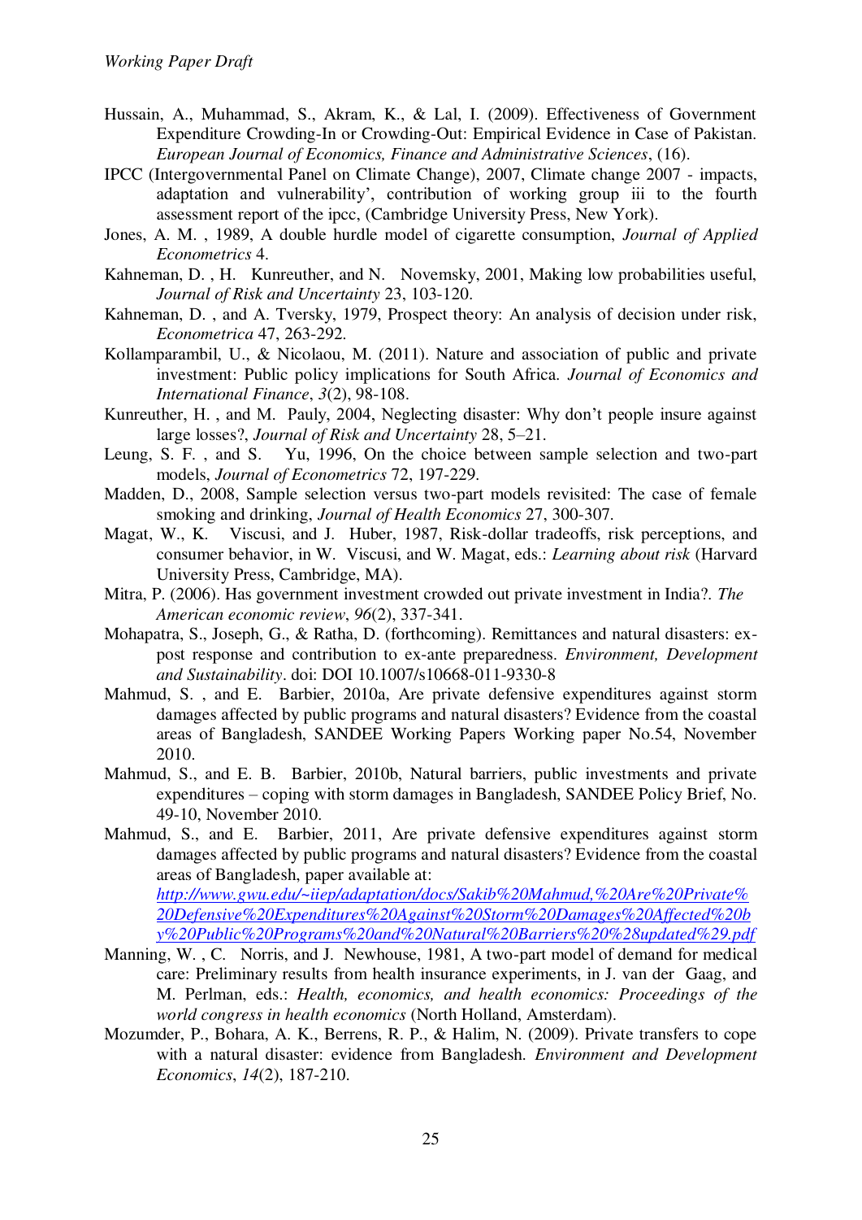Hussain, A., Muhammad, S., Akram, K., & Lal, I. (2009). Effectiveness of Government Expenditure Crowding-In or Crowding-Out: Empirical Evidence in Case of Pakistan. *European Journal of Economics, Finance and Administrative Sciences*, (16).

IPCC (Intergovernmental Panel on Climate Change), 2007, Climate change 2007 - impacts, adaptation and vulnerability', contribution of working group iii to the fourth assessment report of the ipcc, (Cambridge University Press, New York).

Jones, A. M. , 1989, A double hurdle model of cigarette consumption, *Journal of Applied Econometrics* 4.

Kahneman, D. , H. Kunreuther, and N. Novemsky, 2001, Making low probabilities useful, *Journal of Risk and Uncertainty* 23, 103-120.

Kahneman, D. , and A. Tversky, 1979, Prospect theory: An analysis of decision under risk, *Econometrica* 47, 263-292.

Kollamparambil, U., & Nicolaou, M. (2011). Nature and association of public and private investment: Public policy implications for South Africa. *Journal of Economics and International Finance*, *3*(2), 98-108.

Kunreuther, H. , and M. Pauly, 2004, Neglecting disaster: Why don't people insure against large losses?, *Journal of Risk and Uncertainty* 28, 5–21.

Leung, S. F. , and S. Yu, 1996, On the choice between sample selection and two-part models, *Journal of Econometrics* 72, 197-229.

Madden, D., 2008, Sample selection versus two-part models revisited: The case of female smoking and drinking, *Journal of Health Economics* 27, 300-307.

Magat, W., K. Viscusi, and J. Huber, 1987, Risk-dollar tradeoffs, risk perceptions, and consumer behavior, in W. Viscusi, and W. Magat, eds.: *Learning about risk* (Harvard University Press, Cambridge, MA).

Mitra, P. (2006). Has government investment crowded out private investment in India?. *The American economic review*, *96*(2), 337-341.

Mohapatra, S., Joseph, G., & Ratha, D. (forthcoming). Remittances and natural disasters: ex-post response and contribution to ex-ante preparedness. *Environment, Development and Sustainability*. doi: DOI 10.1007/s10668-011-9330-8

Mahmud, S. , and E. Barbier, 2010a, Are private defensive expenditures against storm damages affected by public programs and natural disasters? Evidence from the coastal areas of Bangladesh, SANDEE Working Papers Working paper No.54, November 2010.

Mahmud, S., and E. B. Barbier, 2010b, Natural barriers, public investments and private expenditures – coping with storm damages in Bangladesh, SANDEE Policy Brief, No. 49-10, November 2010.

Mahmud, S., and E. Barbier, 2011, Are private defensive expenditures against storm damages affected by public programs and natural disasters? Evidence from the coastal areas of Bangladesh, paper available at: http://www.gwu.edu/~iiep/adaptation/docs/Sakib%20Mahmud,%20Are%20Private%20Defensive%20Expenditures%20Against%20Storm%20Damages%20Affected%20by%20Public%20Programs%20and%20Natural%20Barriers%20%28updated%29.pdf

Manning, W. , C. Norris, and J. Newhouse, 1981, A two-part model of demand for medical care: Preliminary results from health insurance experiments, in J. van der Gaag, and M. Perlman, eds.: *Health, economics, and health economics: Proceedings of the world congress in health economics* (North Holland, Amsterdam).

Mozumder, P., Bohara, A. K., Berrens, R. P., & Halim, N. (2009). Private transfers to cope with a natural disaster: evidence from Bangladesh. *Environment and Development Economics*, *14*(2), 187-210.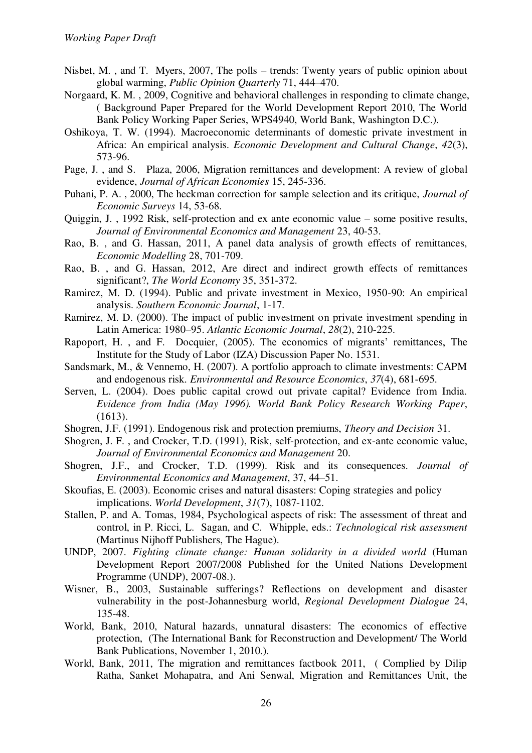Nisbet, M. , and T. Myers, 2007, The polls – trends: Twenty years of public opinion about global warming, *Public Opinion Quarterly* 71, 444–470.

Norgaard, K. M. , 2009, Cognitive and behavioral challenges in responding to climate change, ( Background Paper Prepared for the World Development Report 2010, The World Bank Policy Working Paper Series, WPS4940, World Bank, Washington D.C.).

Oshikoya, T. W. (1994). Macroeconomic determinants of domestic private investment in Africa: An empirical analysis. *Economic Development and Cultural Change*, *42*(3), 573-96.

Page, J. , and S. Plaza, 2006, Migration remittances and development: A review of global evidence, *Journal of African Economies* 15, 245-336.

Puhani, P. A. , 2000, The heckman correction for sample selection and its critique, *Journal of Economic Surveys* 14, 53-68.

Quiggin, J. , 1992 Risk, self-protection and ex ante economic value – some positive results, *Journal of Environmental Economics and Management* 23, 40-53.

Rao, B. , and G. Hassan, 2011, A panel data analysis of growth effects of remittances, *Economic Modelling* 28, 701-709.

Rao, B. , and G. Hassan, 2012, Are direct and indirect growth effects of remittances significant?, *The World Economy* 35, 351-372.

Ramirez, M. D. (1994). Public and private investment in Mexico, 1950-90: An empirical analysis. *Southern Economic Journal*, 1-17.

Ramirez, M. D. (2000). The impact of public investment on private investment spending in Latin America: 1980–95. *Atlantic Economic Journal*, *28*(2), 210-225.

Rapoport, H. , and F. Docquier, (2005). The economics of migrants' remittances, The Institute for the Study of Labor (IZA) Discussion Paper No. 1531.

Sandsmark, M., & Vennemo, H. (2007). A portfolio approach to climate investments: CAPM and endogenous risk. *Environmental and Resource Economics*, *37*(4), 681-695.

Serven, L. (2004). Does public capital crowd out private capital? Evidence from India. *Evidence from India (May 1996). World Bank Policy Research Working Paper*, (1613).

Shogren, J.F. (1991). Endogenous risk and protection premiums, *Theory and Decision* 31.

Shogren, J. F. , and Crocker, T.D. (1991), Risk, self-protection, and ex-ante economic value, *Journal of Environmental Economics and Management* 20.

Shogren, J.F., and Crocker, T.D. (1999). Risk and its consequences. *Journal of Environmental Economics and Management*, 37, 44–51.

Skoufias, E. (2003). Economic crises and natural disasters: Coping strategies and policy implications. *World Development*, *31*(7), 1087-1102.

Stallen, P. and A. Tomas, 1984, Psychological aspects of risk: The assessment of threat and control, in P. Ricci, L. Sagan, and C. Whipple, eds.: *Technological risk assessment* (Martinus Nijhoff Publishers, The Hague).

UNDP, 2007. *Fighting climate change: Human solidarity in a divided world* (Human Development Report 2007/2008 Published for the United Nations Development Programme (UNDP), 2007-08.).

Wisner, B., 2003, Sustainable sufferings? Reflections on development and disaster vulnerability in the post-Johannesburg world, *Regional Development Dialogue* 24, 135-48.

World, Bank, 2010, Natural hazards, unnatural disasters: The economics of effective protection, (The International Bank for Reconstruction and Development/ The World Bank Publications, November 1, 2010.).

World, Bank, 2011, The migration and remittances factbook 2011, ( Complied by Dilip Ratha, Sanket Mohapatra, and Ani Senwal, Migration and Remittances Unit, the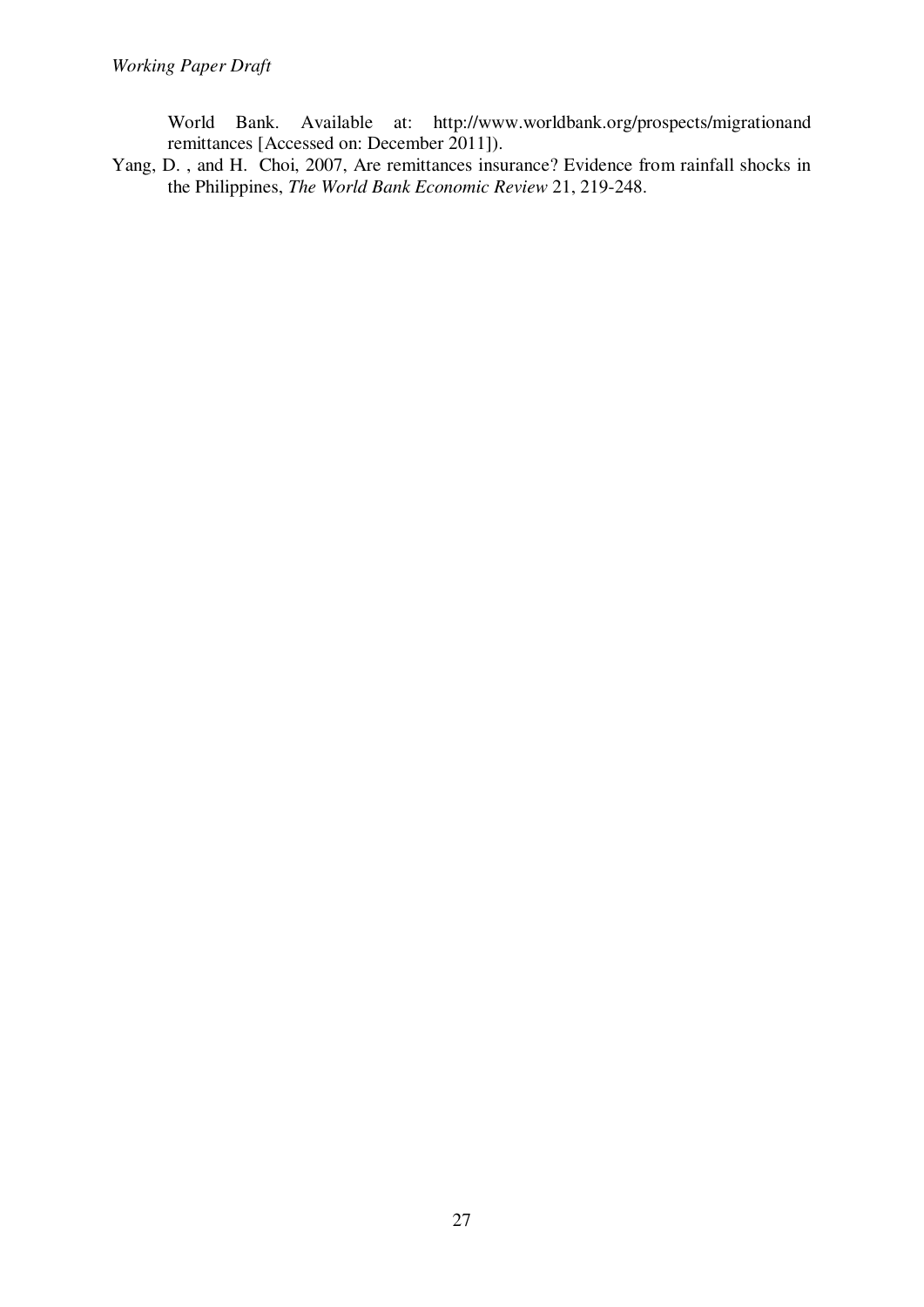World Bank. Available at: http://www.worldbank.org/prospects/migrationandremittances [Accessed on: December 2011]).

Yang, D. , and H. Choi, 2007, Are remittances insurance? Evidence from rainfall shocks in the Philippines, *The World Bank Economic Review* 21, 219-248.